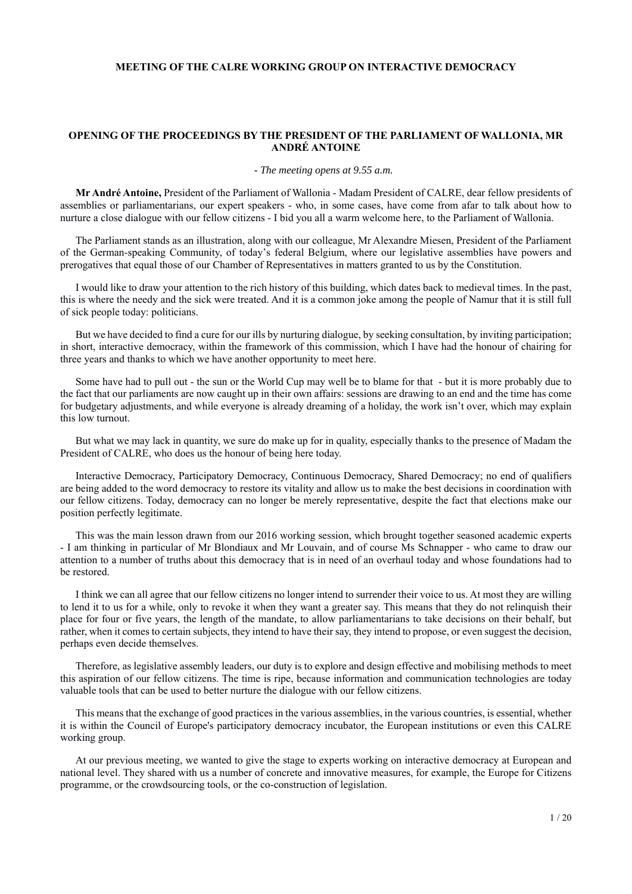# MEETING OF THE CALRE WORKING GROUP ON INTERACTIVE DEMOCRACY

## OPENING OF THE PROCEEDINGS BY THE PRESIDENT OF THE PARLIAMENT OF WALLONIA, MR ANDRÉ ANTOINE

*- The meeting opens at 9.55 a.m.*

**Mr André Antoine,** President of the Parliament of Wallonia - Madam President of CALRE, dear fellow presidents of assemblies or parliamentarians, our expert speakers - who, in some cases, have come from afar to talk about how to nurture a close dialogue with our fellow citizens - I bid you all a warm welcome here, to the Parliament of Wallonia.

The Parliament stands as an illustration, along with our colleague, Mr Alexandre Miesen, President of the Parliament of the German-speaking Community, of today's federal Belgium, where our legislative assemblies have powers and prerogatives that equal those of our Chamber of Representatives in matters granted to us by the Constitution.

I would like to draw your attention to the rich history of this building, which dates back to medieval times. In the past, this is where the needy and the sick were treated. And it is a common joke among the people of Namur that it is still full of sick people today: politicians.

But we have decided to find a cure for our ills by nurturing dialogue, by seeking consultation, by inviting participation; in short, interactive democracy, within the framework of this commission, which I have had the honour of chairing for three years and thanks to which we have another opportunity to meet here.

Some have had to pull out - the sun or the World Cup may well be to blame for that - but it is more probably due to the fact that our parliaments are now caught up in their own affairs: sessions are drawing to an end and the time has come for budgetary adjustments, and while everyone is already dreaming of a holiday, the work isn't over, which may explain this low turnout.

But what we may lack in quantity, we sure do make up for in quality, especially thanks to the presence of Madam the President of CALRE, who does us the honour of being here today.

Interactive Democracy, Participatory Democracy, Continuous Democracy, Shared Democracy; no end of qualifiers are being added to the word democracy to restore its vitality and allow us to make the best decisions in coordination with our fellow citizens. Today, democracy can no longer be merely representative, despite the fact that elections make our position perfectly legitimate.

This was the main lesson drawn from our 2016 working session, which brought together seasoned academic experts - I am thinking in particular of Mr Blondiaux and Mr Louvain, and of course Ms Schnapper - who came to draw our attention to a number of truths about this democracy that is in need of an overhaul today and whose foundations had to be restored.

I think we can all agree that our fellow citizens no longer intend to surrender their voice to us. At most they are willing to lend it to us for a while, only to revoke it when they want a greater say. This means that they do not relinquish their place for four or five years, the length of the mandate, to allow parliamentarians to take decisions on their behalf, but rather, when it comes to certain subjects, they intend to have their say, they intend to propose, or even suggest the decision, perhaps even decide themselves.

Therefore, as legislative assembly leaders, our duty is to explore and design effective and mobilising methods to meet this aspiration of our fellow citizens. The time is ripe, because information and communication technologies are today valuable tools that can be used to better nurture the dialogue with our fellow citizens.

This means that the exchange of good practices in the various assemblies, in the various countries, is essential, whether it is within the Council of Europe's participatory democracy incubator, the European institutions or even this CALRE working group.

At our previous meeting, we wanted to give the stage to experts working on interactive democracy at European and national level. They shared with us a number of concrete and innovative measures, for example, the Europe for Citizens programme, or the crowdsourcing tools, or the co-construction of legislation.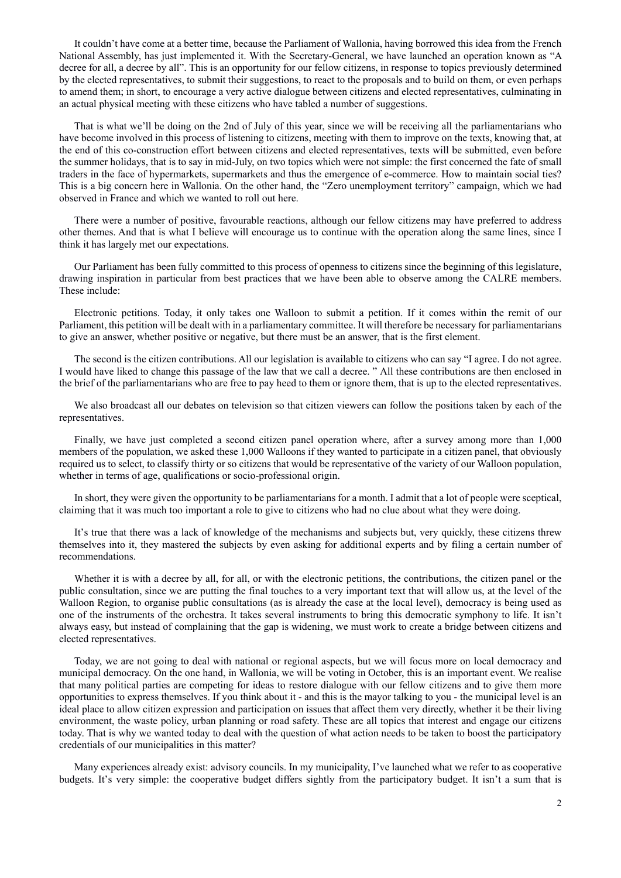It couldn't have come at a better time, because the Parliament of Wallonia, having borrowed this idea from the French National Assembly, has just implemented it. With the Secretary-General, we have launched an operation known as "A decree for all, a decree by all". This is an opportunity for our fellow citizens, in response to topics previously determined by the elected representatives, to submit their suggestions, to react to the proposals and to build on them, or even perhaps to amend them; in short, to encourage a very active dialogue between citizens and elected representatives, culminating in an actual physical meeting with these citizens who have tabled a number of suggestions.

That is what we'll be doing on the 2nd of July of this year, since we will be receiving all the parliamentarians who have become involved in this process of listening to citizens, meeting with them to improve on the texts, knowing that, at the end of this co-construction effort between citizens and elected representatives, texts will be submitted, even before the summer holidays, that is to say in mid-July, on two topics which were not simple: the first concerned the fate of small traders in the face of hypermarkets, supermarkets and thus the emergence of e-commerce. How to maintain social ties? This is a big concern here in Wallonia. On the other hand, the "Zero unemployment territory" campaign, which we had observed in France and which we wanted to roll out here.

There were a number of positive, favourable reactions, although our fellow citizens may have preferred to address other themes. And that is what I believe will encourage us to continue with the operation along the same lines, since I think it has largely met our expectations.

Our Parliament has been fully committed to this process of openness to citizens since the beginning of this legislature, drawing inspiration in particular from best practices that we have been able to observe among the CALRE members. These include:

Electronic petitions. Today, it only takes one Walloon to submit a petition. If it comes within the remit of our Parliament, this petition will be dealt with in a parliamentary committee. It will therefore be necessary for parliamentarians to give an answer, whether positive or negative, but there must be an answer, that is the first element.

The second is the citizen contributions. All our legislation is available to citizens who can say "I agree. I do not agree. I would have liked to change this passage of the law that we call a decree. " All these contributions are then enclosed in the brief of the parliamentarians who are free to pay heed to them or ignore them, that is up to the elected representatives.

We also broadcast all our debates on television so that citizen viewers can follow the positions taken by each of the representatives.

Finally, we have just completed a second citizen panel operation where, after a survey among more than 1,000 members of the population, we asked these 1,000 Walloons if they wanted to participate in a citizen panel, that obviously required us to select, to classify thirty or so citizens that would be representative of the variety of our Walloon population, whether in terms of age, qualifications or socio-professional origin.

In short, they were given the opportunity to be parliamentarians for a month. I admit that a lot of people were sceptical, claiming that it was much too important a role to give to citizens who had no clue about what they were doing.

It's true that there was a lack of knowledge of the mechanisms and subjects but, very quickly, these citizens threw themselves into it, they mastered the subjects by even asking for additional experts and by filing a certain number of recommendations.

Whether it is with a decree by all, for all, or with the electronic petitions, the contributions, the citizen panel or the public consultation, since we are putting the final touches to a very important text that will allow us, at the level of the Walloon Region, to organise public consultations (as is already the case at the local level), democracy is being used as one of the instruments of the orchestra. It takes several instruments to bring this democratic symphony to life. It isn't always easy, but instead of complaining that the gap is widening, we must work to create a bridge between citizens and elected representatives.

Today, we are not going to deal with national or regional aspects, but we will focus more on local democracy and municipal democracy. On the one hand, in Wallonia, we will be voting in October, this is an important event. We realise that many political parties are competing for ideas to restore dialogue with our fellow citizens and to give them more opportunities to express themselves. If you think about it - and this is the mayor talking to you - the municipal level is an ideal place to allow citizen expression and participation on issues that affect them very directly, whether it be their living environment, the waste policy, urban planning or road safety. These are all topics that interest and engage our citizens today. That is why we wanted today to deal with the question of what action needs to be taken to boost the participatory credentials of our municipalities in this matter?

Many experiences already exist: advisory councils. In my municipality, I've launched what we refer to as cooperative budgets. It's very simple: the cooperative budget differs sightly from the participatory budget. It isn't a sum that is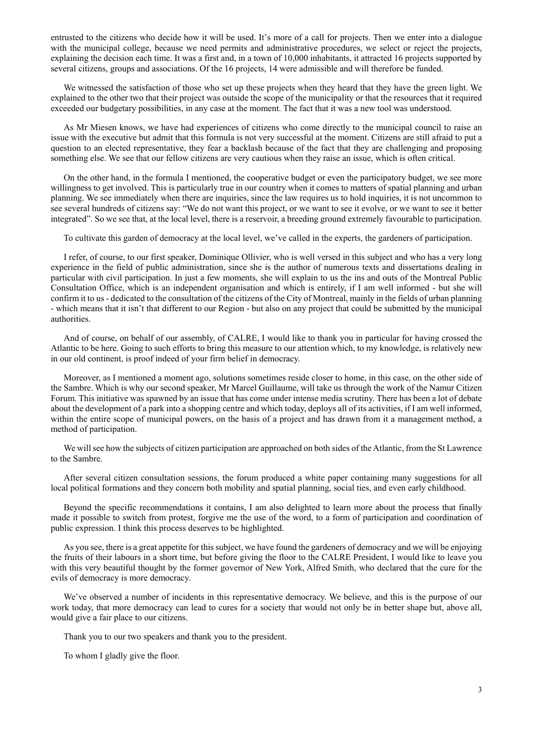entrusted to the citizens who decide how it will be used. It's more of a call for projects. Then we enter into a dialogue with the municipal college, because we need permits and administrative procedures, we select or reject the projects, explaining the decision each time. It was a first and, in a town of 10,000 inhabitants, it attracted 16 projects supported by several citizens, groups and associations. Of the 16 projects, 14 were admissible and will therefore be funded.

We witnessed the satisfaction of those who set up these projects when they heard that they have the green light. We explained to the other two that their project was outside the scope of the municipality or that the resources that it required exceeded our budgetary possibilities, in any case at the moment. The fact that it was a new tool was understood.

As Mr Miesen knows, we have had experiences of citizens who come directly to the municipal council to raise an issue with the executive but admit that this formula is not very successful at the moment. Citizens are still afraid to put a question to an elected representative, they fear a backlash because of the fact that they are challenging and proposing something else. We see that our fellow citizens are very cautious when they raise an issue, which is often critical.

On the other hand, in the formula I mentioned, the cooperative budget or even the participatory budget, we see more willingness to get involved. This is particularly true in our country when it comes to matters of spatial planning and urban planning. We see immediately when there are inquiries, since the law requires us to hold inquiries, it is not uncommon to see several hundreds of citizens say: "We do not want this project, or we want to see it evolve, or we want to see it better integrated". So we see that, at the local level, there is a reservoir, a breeding ground extremely favourable to participation.

To cultivate this garden of democracy at the local level, we've called in the experts, the gardeners of participation.

I refer, of course, to our first speaker, Dominique Ollivier, who is well versed in this subject and who has a very long experience in the field of public administration, since she is the author of numerous texts and dissertations dealing in particular with civil participation. In just a few moments, she will explain to us the ins and outs of the Montreal Public Consultation Office, which is an independent organisation and which is entirely, if I am well informed - but she will confirm it to us - dedicated to the consultation of the citizens of the City of Montreal, mainly in the fields of urban planning - which means that it isn't that different to our Region - but also on any project that could be submitted by the municipal authorities.

And of course, on behalf of our assembly, of CALRE, I would like to thank you in particular for having crossed the Atlantic to be here. Going to such efforts to bring this measure to our attention which, to my knowledge, is relatively new in our old continent, is proof indeed of your firm belief in democracy.

Moreover, as I mentioned a moment ago, solutions sometimes reside closer to home, in this case, on the other side of the Sambre. Which is why our second speaker, Mr Marcel Guillaume, will take us through the work of the Namur Citizen Forum. This initiative was spawned by an issue that has come under intense media scrutiny. There has been a lot of debate about the development of a park into a shopping centre and which today, deploys all of its activities, if I am well informed, within the entire scope of municipal powers, on the basis of a project and has drawn from it a management method, a method of participation.

We will see how the subjects of citizen participation are approached on both sides of the Atlantic, from the St Lawrence to the Sambre.

After several citizen consultation sessions, the forum produced a white paper containing many suggestions for all local political formations and they concern both mobility and spatial planning, social ties, and even early childhood.

Beyond the specific recommendations it contains, I am also delighted to learn more about the process that finally made it possible to switch from protest, forgive me the use of the word, to a form of participation and coordination of public expression. I think this process deserves to be highlighted.

As you see, there is a great appetite for this subject, we have found the gardeners of democracy and we will be enjoying the fruits of their labours in a short time, but before giving the floor to the CALRE President, I would like to leave you with this very beautiful thought by the former governor of New York, Alfred Smith, who declared that the cure for the evils of democracy is more democracy.

We've observed a number of incidents in this representative democracy. We believe, and this is the purpose of our work today, that more democracy can lead to cures for a society that would not only be in better shape but, above all, would give a fair place to our citizens.

Thank you to our two speakers and thank you to the president.

To whom I gladly give the floor.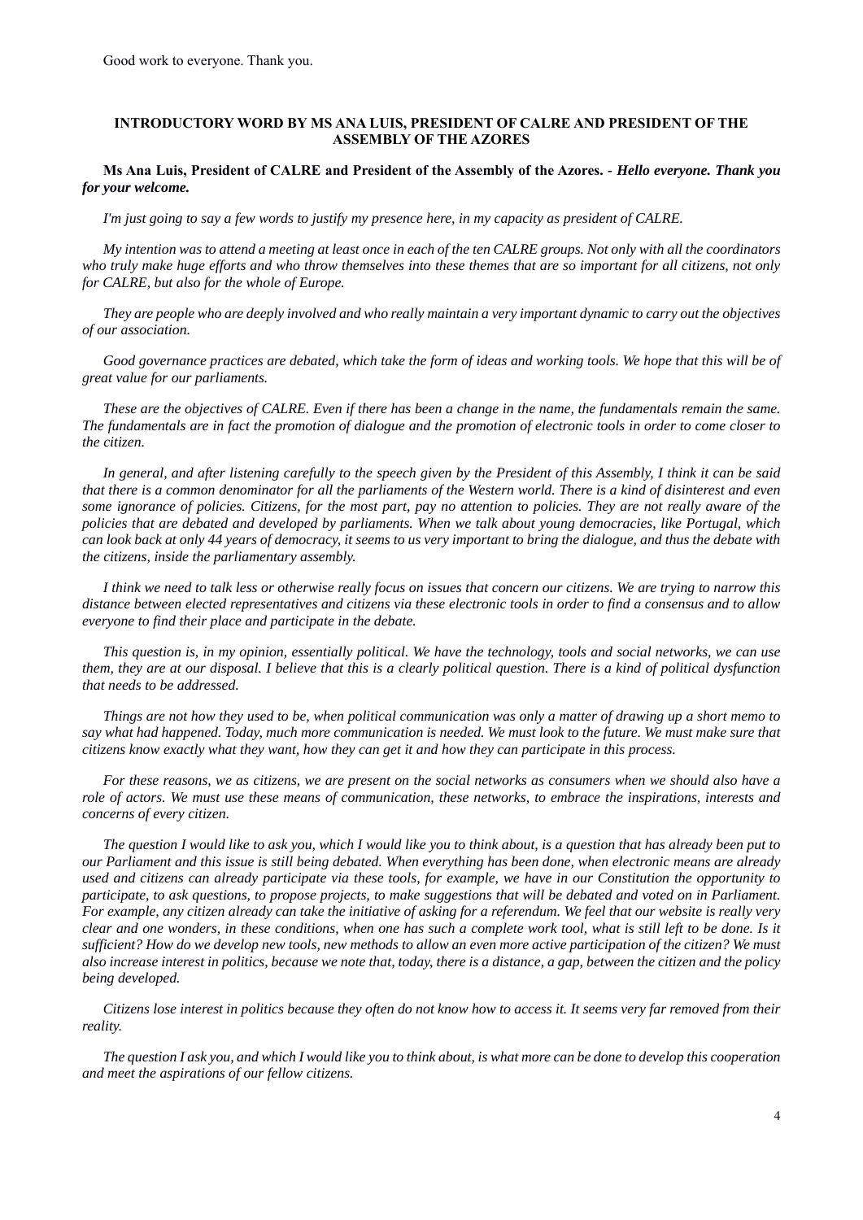Good work to everyone. Thank you.

### INTRODUCTORY WORD BY MS ANA LUIS, PRESIDENT OF CALRE AND PRESIDENT OF THE ASSEMBLY OF THE AZORES

**Ms Ana Luis, President of CALRE and President of the Assembly of the Azores. -** ***Hello everyone. Thank you for your welcome.***

*I'm just going to say a few words to justify my presence here, in my capacity as president of CALRE.*

*My intention was to attend a meeting at least once in each of the ten CALRE groups. Not only with all the coordinators who truly make huge efforts and who throw themselves into these themes that are so important for all citizens, not only for CALRE, but also for the whole of Europe.*

*They are people who are deeply involved and who really maintain a very important dynamic to carry out the objectives of our association.*

*Good governance practices are debated, which take the form of ideas and working tools. We hope that this will be of great value for our parliaments.*

*These are the objectives of CALRE. Even if there has been a change in the name, the fundamentals remain the same. The fundamentals are in fact the promotion of dialogue and the promotion of electronic tools in order to come closer to the citizen.*

*In general, and after listening carefully to the speech given by the President of this Assembly, I think it can be said that there is a common denominator for all the parliaments of the Western world. There is a kind of disinterest and even some ignorance of policies. Citizens, for the most part, pay no attention to policies. They are not really aware of the policies that are debated and developed by parliaments. When we talk about young democracies, like Portugal, which can look back at only 44 years of democracy, it seems to us very important to bring the dialogue, and thus the debate with the citizens, inside the parliamentary assembly.*

*I think we need to talk less or otherwise really focus on issues that concern our citizens. We are trying to narrow this distance between elected representatives and citizens via these electronic tools in order to find a consensus and to allow everyone to find their place and participate in the debate.*

*This question is, in my opinion, essentially political. We have the technology, tools and social networks, we can use them, they are at our disposal. I believe that this is a clearly political question. There is a kind of political dysfunction that needs to be addressed.*

*Things are not how they used to be, when political communication was only a matter of drawing up a short memo to say what had happened. Today, much more communication is needed. We must look to the future. We must make sure that citizens know exactly what they want, how they can get it and how they can participate in this process.*

*For these reasons, we as citizens, we are present on the social networks as consumers when we should also have a role of actors. We must use these means of communication, these networks, to embrace the inspirations, interests and concerns of every citizen.*

*The question I would like to ask you, which I would like you to think about, is a question that has already been put to our Parliament and this issue is still being debated. When everything has been done, when electronic means are already used and citizens can already participate via these tools, for example, we have in our Constitution the opportunity to participate, to ask questions, to propose projects, to make suggestions that will be debated and voted on in Parliament. For example, any citizen already can take the initiative of asking for a referendum. We feel that our website is really very clear and one wonders, in these conditions, when one has such a complete work tool, what is still left to be done. Is it sufficient? How do we develop new tools, new methods to allow an even more active participation of the citizen? We must also increase interest in politics, because we note that, today, there is a distance, a gap, between the citizen and the policy being developed.*

*Citizens lose interest in politics because they often do not know how to access it. It seems very far removed from their reality.*

*The question I ask you, and which I would like you to think about, is what more can be done to develop this cooperation and meet the aspirations of our fellow citizens.*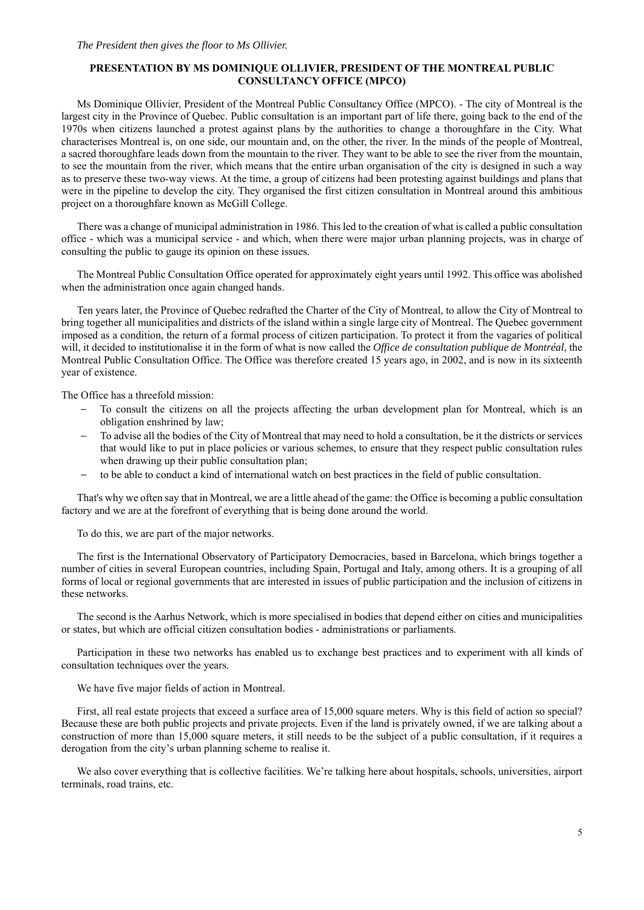*The President then gives the floor to Ms Ollivier.*

## PRESENTATION BY MS DOMINIQUE OLLIVIER, PRESIDENT OF THE MONTREAL PUBLIC CONSULTANCY OFFICE (MPCO)

Ms Dominique Ollivier, President of the Montreal Public Consultancy Office (MPCO). - The city of Montreal is the largest city in the Province of Quebec. Public consultation is an important part of life there, going back to the end of the 1970s when citizens launched a protest against plans by the authorities to change a thoroughfare in the City. What characterises Montreal is, on one side, our mountain and, on the other, the river. In the minds of the people of Montreal, a sacred thoroughfare leads down from the mountain to the river. They want to be able to see the river from the mountain, to see the mountain from the river, which means that the entire urban organisation of the city is designed in such a way as to preserve these two-way views. At the time, a group of citizens had been protesting against buildings and plans that were in the pipeline to develop the city. They organised the first citizen consultation in Montreal around this ambitious project on a thoroughfare known as McGill College.

There was a change of municipal administration in 1986. This led to the creation of what is called a public consultation office - which was a municipal service - and which, when there were major urban planning projects, was in charge of consulting the public to gauge its opinion on these issues.

The Montreal Public Consultation Office operated for approximately eight years until 1992. This office was abolished when the administration once again changed hands.

Ten years later, the Province of Quebec redrafted the Charter of the City of Montreal, to allow the City of Montreal to bring together all municipalities and districts of the island within a single large city of Montreal. The Quebec government imposed as a condition, the return of a formal process of citizen participation. To protect it from the vagaries of political will, it decided to institutionalise it in the form of what is now called the *Office de consultation publique de Montréal*, the Montreal Public Consultation Office. The Office was therefore created 15 years ago, in 2002, and is now in its sixteenth year of existence.

The Office has a threefold mission:

- To consult the citizens on all the projects affecting the urban development plan for Montreal, which is an obligation enshrined by law;
- To advise all the bodies of the City of Montreal that may need to hold a consultation, be it the districts or services that would like to put in place policies or various schemes, to ensure that they respect public consultation rules when drawing up their public consultation plan;
- to be able to conduct a kind of international watch on best practices in the field of public consultation.

That's why we often say that in Montreal, we are a little ahead of the game: the Office is becoming a public consultation factory and we are at the forefront of everything that is being done around the world.

To do this, we are part of the major networks.

The first is the International Observatory of Participatory Democracies, based in Barcelona, which brings together a number of cities in several European countries, including Spain, Portugal and Italy, among others. It is a grouping of all forms of local or regional governments that are interested in issues of public participation and the inclusion of citizens in these networks.

The second is the Aarhus Network, which is more specialised in bodies that depend either on cities and municipalities or states, but which are official citizen consultation bodies - administrations or parliaments.

Participation in these two networks has enabled us to exchange best practices and to experiment with all kinds of consultation techniques over the years.

We have five major fields of action in Montreal.

First, all real estate projects that exceed a surface area of 15,000 square meters. Why is this field of action so special? Because these are both public projects and private projects. Even if the land is privately owned, if we are talking about a construction of more than 15,000 square meters, it still needs to be the subject of a public consultation, if it requires a derogation from the city's urban planning scheme to realise it.

We also cover everything that is collective facilities. We're talking here about hospitals, schools, universities, airport terminals, road trains, etc.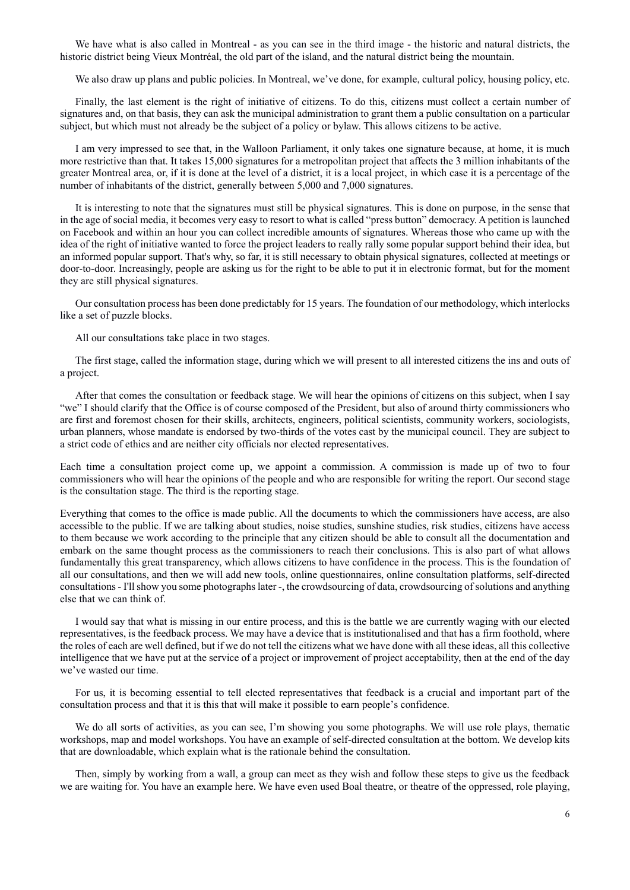We have what is also called in Montreal - as you can see in the third image - the historic and natural districts, the historic district being Vieux Montréal, the old part of the island, and the natural district being the mountain.

We also draw up plans and public policies. In Montreal, we've done, for example, cultural policy, housing policy, etc.

Finally, the last element is the right of initiative of citizens. To do this, citizens must collect a certain number of signatures and, on that basis, they can ask the municipal administration to grant them a public consultation on a particular subject, but which must not already be the subject of a policy or bylaw. This allows citizens to be active.

I am very impressed to see that, in the Walloon Parliament, it only takes one signature because, at home, it is much more restrictive than that. It takes 15,000 signatures for a metropolitan project that affects the 3 million inhabitants of the greater Montreal area, or, if it is done at the level of a district, it is a local project, in which case it is a percentage of the number of inhabitants of the district, generally between 5,000 and 7,000 signatures.

It is interesting to note that the signatures must still be physical signatures. This is done on purpose, in the sense that in the age of social media, it becomes very easy to resort to what is called "press button" democracy. A petition is launched on Facebook and within an hour you can collect incredible amounts of signatures. Whereas those who came up with the idea of the right of initiative wanted to force the project leaders to really rally some popular support behind their idea, but an informed popular support. That's why, so far, it is still necessary to obtain physical signatures, collected at meetings or door-to-door. Increasingly, people are asking us for the right to be able to put it in electronic format, but for the moment they are still physical signatures.

Our consultation process has been done predictably for 15 years. The foundation of our methodology, which interlocks like a set of puzzle blocks.

All our consultations take place in two stages.

The first stage, called the information stage, during which we will present to all interested citizens the ins and outs of a project.

After that comes the consultation or feedback stage. We will hear the opinions of citizens on this subject, when I say "we" I should clarify that the Office is of course composed of the President, but also of around thirty commissioners who are first and foremost chosen for their skills, architects, engineers, political scientists, community workers, sociologists, urban planners, whose mandate is endorsed by two-thirds of the votes cast by the municipal council. They are subject to a strict code of ethics and are neither city officials nor elected representatives.

Each time a consultation project come up, we appoint a commission. A commission is made up of two to four commissioners who will hear the opinions of the people and who are responsible for writing the report. Our second stage is the consultation stage. The third is the reporting stage.

Everything that comes to the office is made public. All the documents to which the commissioners have access, are also accessible to the public. If we are talking about studies, noise studies, sunshine studies, risk studies, citizens have access to them because we work according to the principle that any citizen should be able to consult all the documentation and embark on the same thought process as the commissioners to reach their conclusions. This is also part of what allows fundamentally this great transparency, which allows citizens to have confidence in the process. This is the foundation of all our consultations, and then we will add new tools, online questionnaires, online consultation platforms, self-directed consultations - I'll show you some photographs later -, the crowdsourcing of data, crowdsourcing of solutions and anything else that we can think of.

I would say that what is missing in our entire process, and this is the battle we are currently waging with our elected representatives, is the feedback process. We may have a device that is institutionalised and that has a firm foothold, where the roles of each are well defined, but if we do not tell the citizens what we have done with all these ideas, all this collective intelligence that we have put at the service of a project or improvement of project acceptability, then at the end of the day we've wasted our time.

For us, it is becoming essential to tell elected representatives that feedback is a crucial and important part of the consultation process and that it is this that will make it possible to earn people's confidence.

We do all sorts of activities, as you can see, I'm showing you some photographs. We will use role plays, thematic workshops, map and model workshops. You have an example of self-directed consultation at the bottom. We develop kits that are downloadable, which explain what is the rationale behind the consultation.

Then, simply by working from a wall, a group can meet as they wish and follow these steps to give us the feedback we are waiting for. You have an example here. We have even used Boal theatre, or theatre of the oppressed, role playing,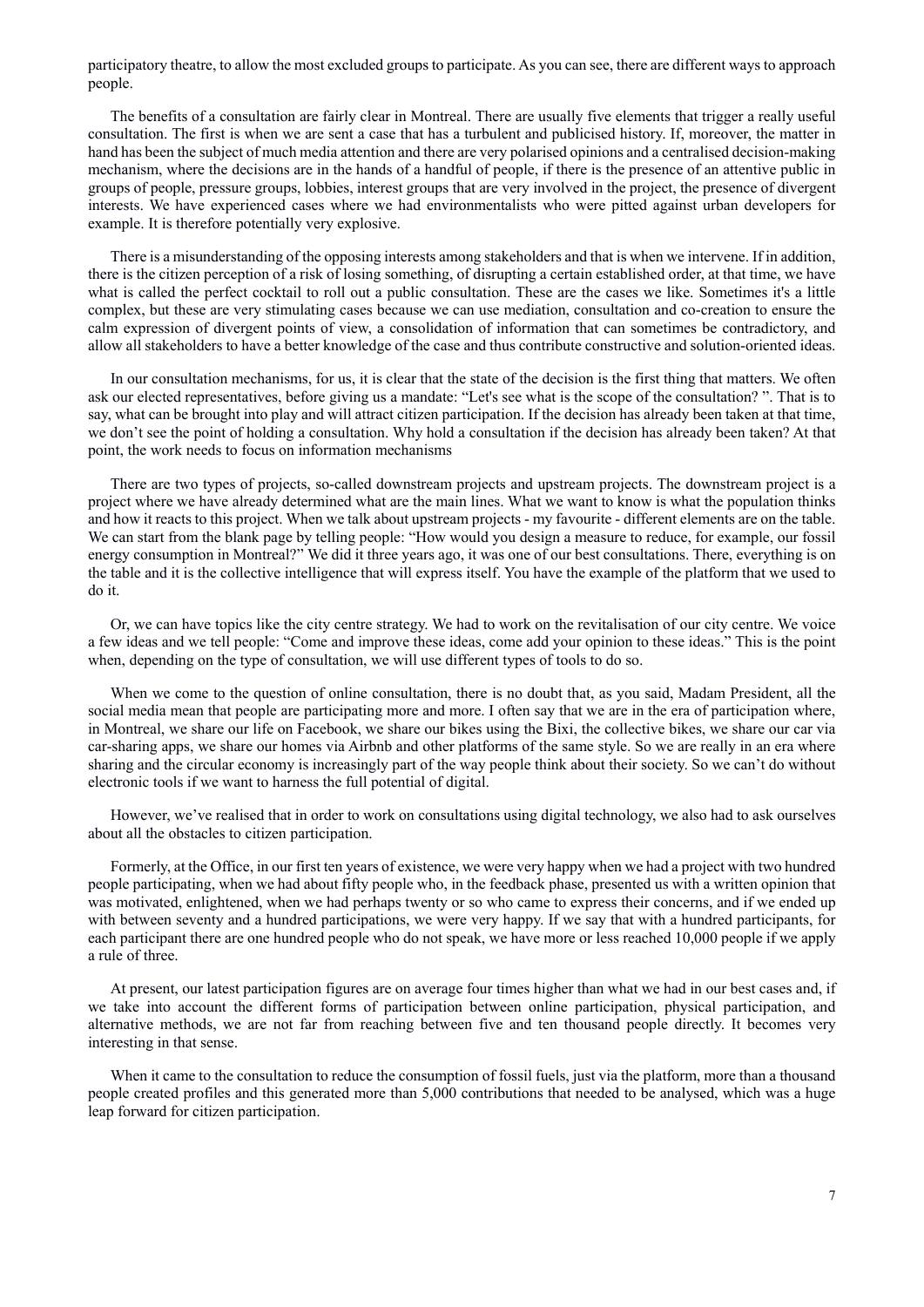participatory theatre, to allow the most excluded groups to participate. As you can see, there are different ways to approach people.

The benefits of a consultation are fairly clear in Montreal. There are usually five elements that trigger a really useful consultation. The first is when we are sent a case that has a turbulent and publicised history. If, moreover, the matter in hand has been the subject of much media attention and there are very polarised opinions and a centralised decision-making mechanism, where the decisions are in the hands of a handful of people, if there is the presence of an attentive public in groups of people, pressure groups, lobbies, interest groups that are very involved in the project, the presence of divergent interests. We have experienced cases where we had environmentalists who were pitted against urban developers for example. It is therefore potentially very explosive.

There is a misunderstanding of the opposing interests among stakeholders and that is when we intervene. If in addition, there is the citizen perception of a risk of losing something, of disrupting a certain established order, at that time, we have what is called the perfect cocktail to roll out a public consultation. These are the cases we like. Sometimes it's a little complex, but these are very stimulating cases because we can use mediation, consultation and co-creation to ensure the calm expression of divergent points of view, a consolidation of information that can sometimes be contradictory, and allow all stakeholders to have a better knowledge of the case and thus contribute constructive and solution-oriented ideas.

In our consultation mechanisms, for us, it is clear that the state of the decision is the first thing that matters. We often ask our elected representatives, before giving us a mandate: "Let's see what is the scope of the consultation? ". That is to say, what can be brought into play and will attract citizen participation. If the decision has already been taken at that time, we don't see the point of holding a consultation. Why hold a consultation if the decision has already been taken? At that point, the work needs to focus on information mechanisms

There are two types of projects, so-called downstream projects and upstream projects. The downstream project is a project where we have already determined what are the main lines. What we want to know is what the population thinks and how it reacts to this project. When we talk about upstream projects - my favourite - different elements are on the table. We can start from the blank page by telling people: "How would you design a measure to reduce, for example, our fossil energy consumption in Montreal?" We did it three years ago, it was one of our best consultations. There, everything is on the table and it is the collective intelligence that will express itself. You have the example of the platform that we used to do it.

Or, we can have topics like the city centre strategy. We had to work on the revitalisation of our city centre. We voice a few ideas and we tell people: "Come and improve these ideas, come add your opinion to these ideas." This is the point when, depending on the type of consultation, we will use different types of tools to do so.

When we come to the question of online consultation, there is no doubt that, as you said, Madam President, all the social media mean that people are participating more and more. I often say that we are in the era of participation where, in Montreal, we share our life on Facebook, we share our bikes using the Bixi, the collective bikes, we share our car via car-sharing apps, we share our homes via Airbnb and other platforms of the same style. So we are really in an era where sharing and the circular economy is increasingly part of the way people think about their society. So we can't do without electronic tools if we want to harness the full potential of digital.

However, we've realised that in order to work on consultations using digital technology, we also had to ask ourselves about all the obstacles to citizen participation.

Formerly, at the Office, in our first ten years of existence, we were very happy when we had a project with two hundred people participating, when we had about fifty people who, in the feedback phase, presented us with a written opinion that was motivated, enlightened, when we had perhaps twenty or so who came to express their concerns, and if we ended up with between seventy and a hundred participations, we were very happy. If we say that with a hundred participants, for each participant there are one hundred people who do not speak, we have more or less reached 10,000 people if we apply a rule of three.

At present, our latest participation figures are on average four times higher than what we had in our best cases and, if we take into account the different forms of participation between online participation, physical participation, and alternative methods, we are not far from reaching between five and ten thousand people directly. It becomes very interesting in that sense.

When it came to the consultation to reduce the consumption of fossil fuels, just via the platform, more than a thousand people created profiles and this generated more than 5,000 contributions that needed to be analysed, which was a huge leap forward for citizen participation.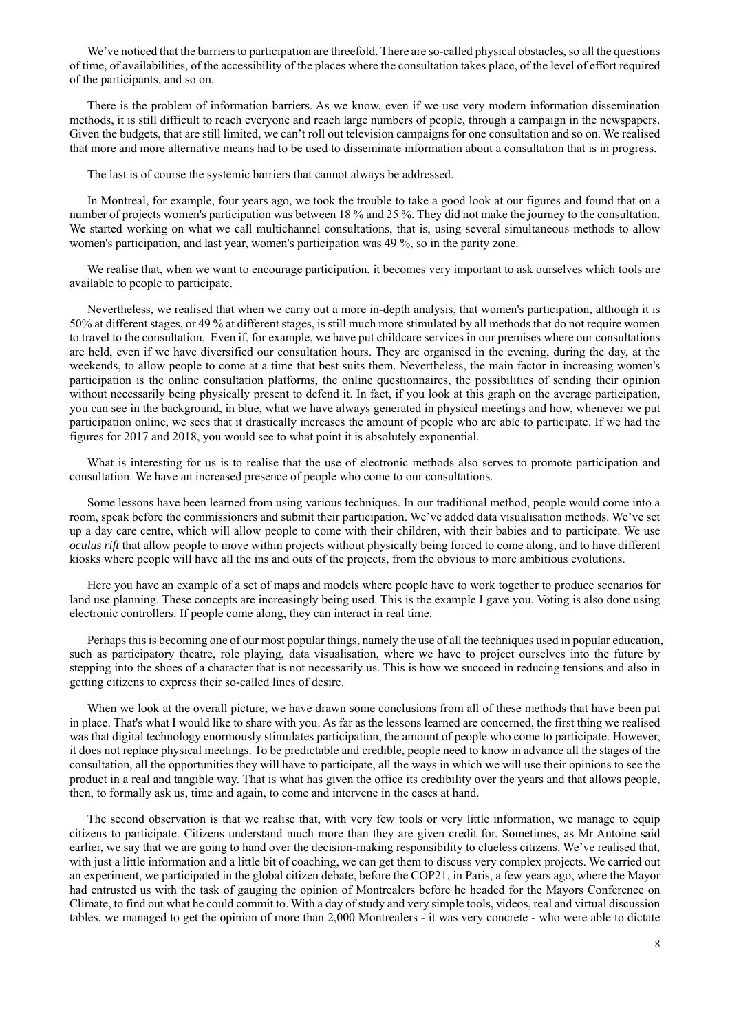We've noticed that the barriers to participation are threefold. There are so-called physical obstacles, so all the questions of time, of availabilities, of the accessibility of the places where the consultation takes place, of the level of effort required of the participants, and so on.

There is the problem of information barriers. As we know, even if we use very modern information dissemination methods, it is still difficult to reach everyone and reach large numbers of people, through a campaign in the newspapers. Given the budgets, that are still limited, we can't roll out television campaigns for one consultation and so on. We realised that more and more alternative means had to be used to disseminate information about a consultation that is in progress.

The last is of course the systemic barriers that cannot always be addressed.

In Montreal, for example, four years ago, we took the trouble to take a good look at our figures and found that on a number of projects women's participation was between 18 % and 25 %. They did not make the journey to the consultation. We started working on what we call multichannel consultations, that is, using several simultaneous methods to allow women's participation, and last year, women's participation was 49 %, so in the parity zone.

We realise that, when we want to encourage participation, it becomes very important to ask ourselves which tools are available to people to participate.

Nevertheless, we realised that when we carry out a more in-depth analysis, that women's participation, although it is 50% at different stages, or 49 % at different stages, is still much more stimulated by all methods that do not require women to travel to the consultation. Even if, for example, we have put childcare services in our premises where our consultations are held, even if we have diversified our consultation hours. They are organised in the evening, during the day, at the weekends, to allow people to come at a time that best suits them. Nevertheless, the main factor in increasing women's participation is the online consultation platforms, the online questionnaires, the possibilities of sending their opinion without necessarily being physically present to defend it. In fact, if you look at this graph on the average participation, you can see in the background, in blue, what we have always generated in physical meetings and how, whenever we put participation online, we sees that it drastically increases the amount of people who are able to participate. If we had the figures for 2017 and 2018, you would see to what point it is absolutely exponential.

What is interesting for us is to realise that the use of electronic methods also serves to promote participation and consultation. We have an increased presence of people who come to our consultations.

Some lessons have been learned from using various techniques. In our traditional method, people would come into a room, speak before the commissioners and submit their participation. We've added data visualisation methods. We've set up a day care centre, which will allow people to come with their children, with their babies and to participate. We use *oculus rift* that allow people to move within projects without physically being forced to come along, and to have different kiosks where people will have all the ins and outs of the projects, from the obvious to more ambitious evolutions.

Here you have an example of a set of maps and models where people have to work together to produce scenarios for land use planning. These concepts are increasingly being used. This is the example I gave you. Voting is also done using electronic controllers. If people come along, they can interact in real time.

Perhaps this is becoming one of our most popular things, namely the use of all the techniques used in popular education, such as participatory theatre, role playing, data visualisation, where we have to project ourselves into the future by stepping into the shoes of a character that is not necessarily us. This is how we succeed in reducing tensions and also in getting citizens to express their so-called lines of desire.

When we look at the overall picture, we have drawn some conclusions from all of these methods that have been put in place. That's what I would like to share with you. As far as the lessons learned are concerned, the first thing we realised was that digital technology enormously stimulates participation, the amount of people who come to participate. However, it does not replace physical meetings. To be predictable and credible, people need to know in advance all the stages of the consultation, all the opportunities they will have to participate, all the ways in which we will use their opinions to see the product in a real and tangible way. That is what has given the office its credibility over the years and that allows people, then, to formally ask us, time and again, to come and intervene in the cases at hand.

The second observation is that we realise that, with very few tools or very little information, we manage to equip citizens to participate. Citizens understand much more than they are given credit for. Sometimes, as Mr Antoine said earlier, we say that we are going to hand over the decision-making responsibility to clueless citizens. We've realised that, with just a little information and a little bit of coaching, we can get them to discuss very complex projects. We carried out an experiment, we participated in the global citizen debate, before the COP21, in Paris, a few years ago, where the Mayor had entrusted us with the task of gauging the opinion of Montrealers before he headed for the Mayors Conference on Climate, to find out what he could commit to. With a day of study and very simple tools, videos, real and virtual discussion tables, we managed to get the opinion of more than 2,000 Montrealers - it was very concrete - who were able to dictate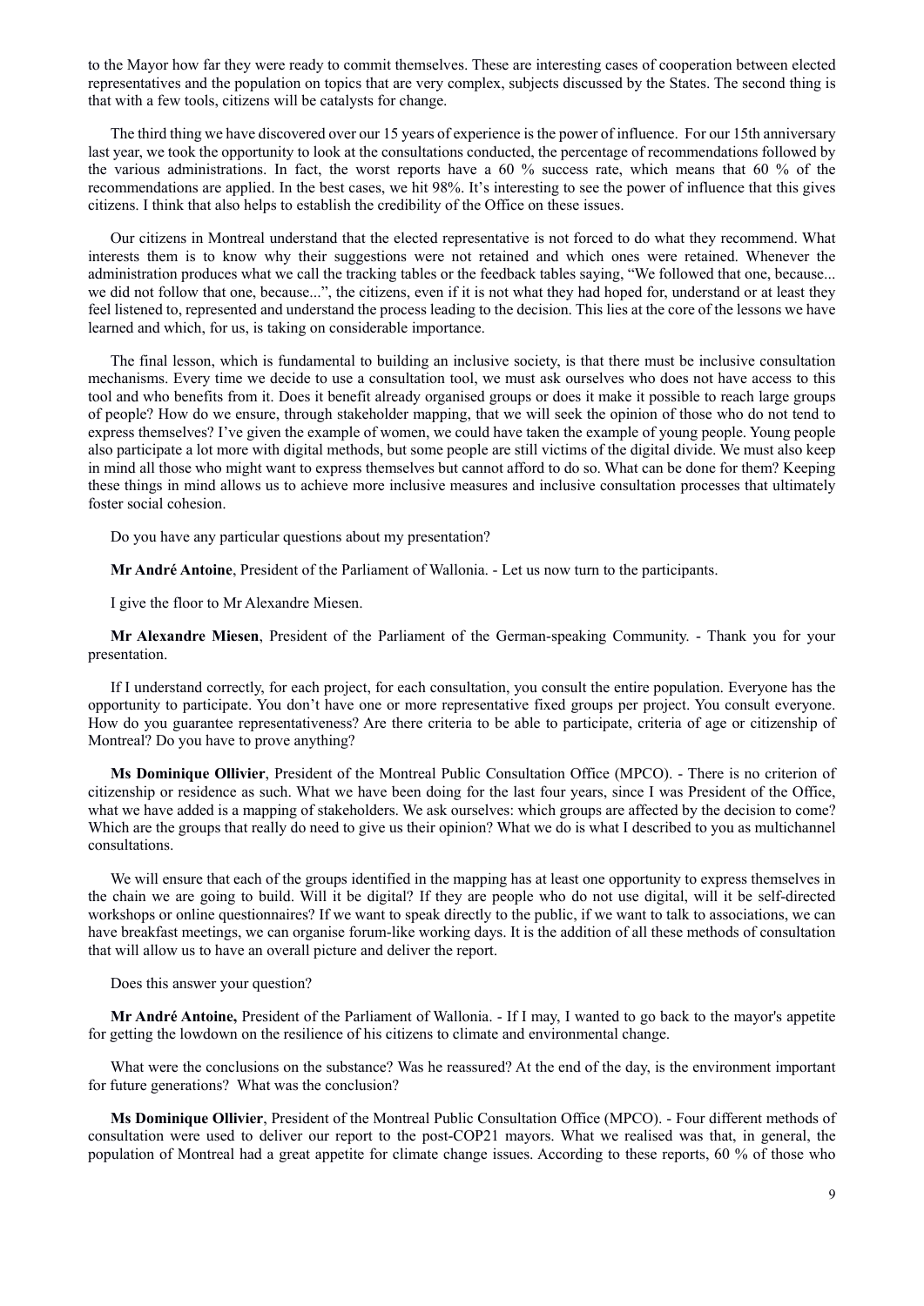to the Mayor how far they were ready to commit themselves. These are interesting cases of cooperation between elected representatives and the population on topics that are very complex, subjects discussed by the States. The second thing is that with a few tools, citizens will be catalysts for change.

The third thing we have discovered over our 15 years of experience is the power of influence. For our 15th anniversary last year, we took the opportunity to look at the consultations conducted, the percentage of recommendations followed by the various administrations. In fact, the worst reports have a 60 % success rate, which means that 60 % of the recommendations are applied. In the best cases, we hit 98%. It's interesting to see the power of influence that this gives citizens. I think that also helps to establish the credibility of the Office on these issues.

Our citizens in Montreal understand that the elected representative is not forced to do what they recommend. What interests them is to know why their suggestions were not retained and which ones were retained. Whenever the administration produces what we call the tracking tables or the feedback tables saying, "We followed that one, because... we did not follow that one, because...", the citizens, even if it is not what they had hoped for, understand or at least they feel listened to, represented and understand the process leading to the decision. This lies at the core of the lessons we have learned and which, for us, is taking on considerable importance.

The final lesson, which is fundamental to building an inclusive society, is that there must be inclusive consultation mechanisms. Every time we decide to use a consultation tool, we must ask ourselves who does not have access to this tool and who benefits from it. Does it benefit already organised groups or does it make it possible to reach large groups of people? How do we ensure, through stakeholder mapping, that we will seek the opinion of those who do not tend to express themselves? I've given the example of women, we could have taken the example of young people. Young people also participate a lot more with digital methods, but some people are still victims of the digital divide. We must also keep in mind all those who might want to express themselves but cannot afford to do so. What can be done for them? Keeping these things in mind allows us to achieve more inclusive measures and inclusive consultation processes that ultimately foster social cohesion.

Do you have any particular questions about my presentation?

**Mr André Antoine**, President of the Parliament of Wallonia. - Let us now turn to the participants.

I give the floor to Mr Alexandre Miesen.

**Mr Alexandre Miesen**, President of the Parliament of the German-speaking Community. - Thank you for your presentation.

If I understand correctly, for each project, for each consultation, you consult the entire population. Everyone has the opportunity to participate. You don't have one or more representative fixed groups per project. You consult everyone. How do you guarantee representativeness? Are there criteria to be able to participate, criteria of age or citizenship of Montreal? Do you have to prove anything?

**Ms Dominique Ollivier**, President of the Montreal Public Consultation Office (MPCO). - There is no criterion of citizenship or residence as such. What we have been doing for the last four years, since I was President of the Office, what we have added is a mapping of stakeholders. We ask ourselves: which groups are affected by the decision to come? Which are the groups that really do need to give us their opinion? What we do is what I described to you as multichannel consultations.

We will ensure that each of the groups identified in the mapping has at least one opportunity to express themselves in the chain we are going to build. Will it be digital? If they are people who do not use digital, will it be self-directed workshops or online questionnaires? If we want to speak directly to the public, if we want to talk to associations, we can have breakfast meetings, we can organise forum-like working days. It is the addition of all these methods of consultation that will allow us to have an overall picture and deliver the report.

Does this answer your question?

**Mr André Antoine,** President of the Parliament of Wallonia. - If I may, I wanted to go back to the mayor's appetite for getting the lowdown on the resilience of his citizens to climate and environmental change.

What were the conclusions on the substance? Was he reassured? At the end of the day, is the environment important for future generations? What was the conclusion?

**Ms Dominique Ollivier**, President of the Montreal Public Consultation Office (MPCO). - Four different methods of consultation were used to deliver our report to the post-COP21 mayors. What we realised was that, in general, the population of Montreal had a great appetite for climate change issues. According to these reports, 60 % of those who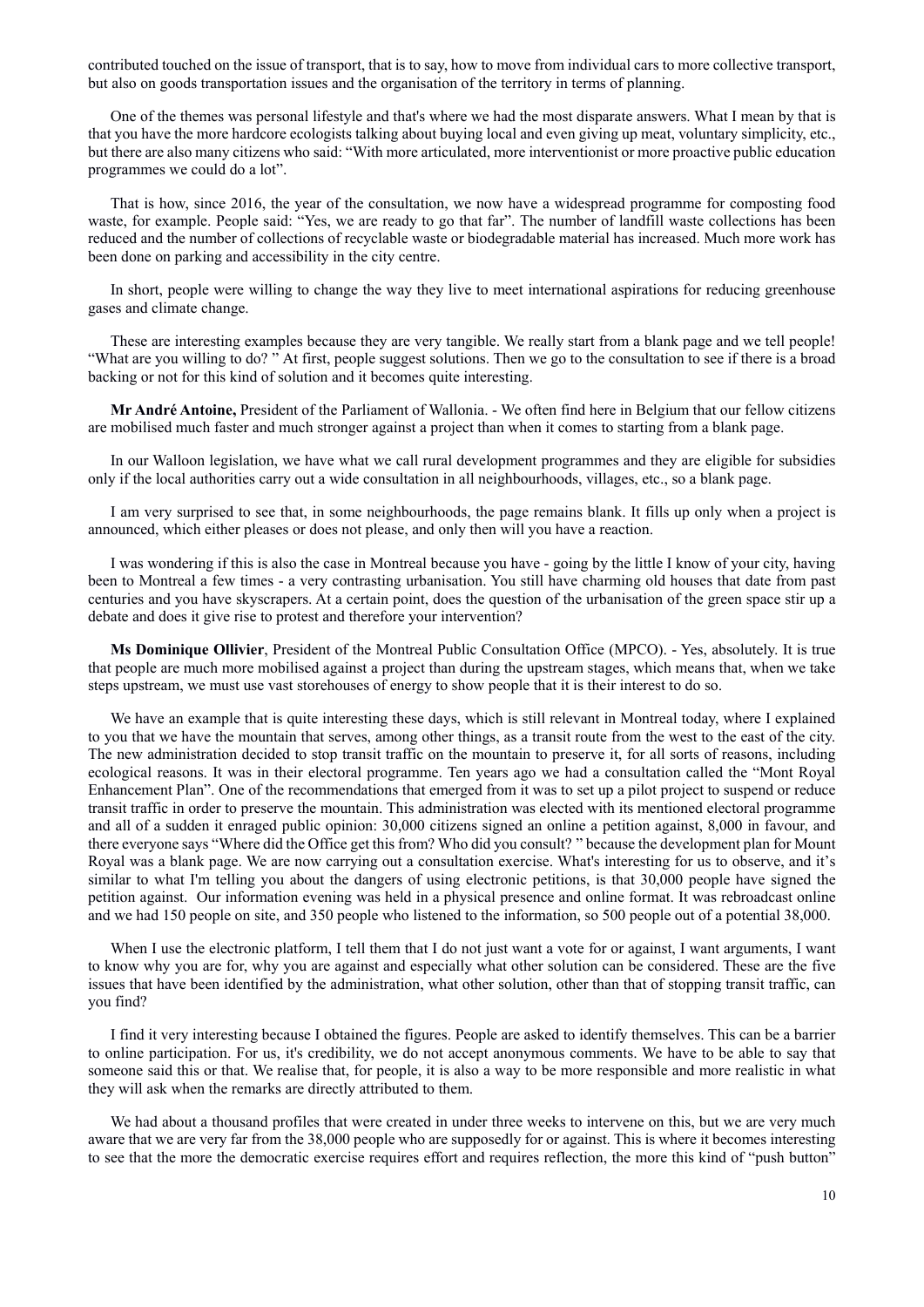contributed touched on the issue of transport, that is to say, how to move from individual cars to more collective transport, but also on goods transportation issues and the organisation of the territory in terms of planning.

One of the themes was personal lifestyle and that's where we had the most disparate answers. What I mean by that is that you have the more hardcore ecologists talking about buying local and even giving up meat, voluntary simplicity, etc., but there are also many citizens who said: "With more articulated, more interventionist or more proactive public education programmes we could do a lot".

That is how, since 2016, the year of the consultation, we now have a widespread programme for composting food waste, for example. People said: "Yes, we are ready to go that far". The number of landfill waste collections has been reduced and the number of collections of recyclable waste or biodegradable material has increased. Much more work has been done on parking and accessibility in the city centre.

In short, people were willing to change the way they live to meet international aspirations for reducing greenhouse gases and climate change.

These are interesting examples because they are very tangible. We really start from a blank page and we tell people! "What are you willing to do? " At first, people suggest solutions. Then we go to the consultation to see if there is a broad backing or not for this kind of solution and it becomes quite interesting.

**Mr André Antoine,** President of the Parliament of Wallonia. - We often find here in Belgium that our fellow citizens are mobilised much faster and much stronger against a project than when it comes to starting from a blank page.

In our Walloon legislation, we have what we call rural development programmes and they are eligible for subsidies only if the local authorities carry out a wide consultation in all neighbourhoods, villages, etc., so a blank page.

I am very surprised to see that, in some neighbourhoods, the page remains blank. It fills up only when a project is announced, which either pleases or does not please, and only then will you have a reaction.

I was wondering if this is also the case in Montreal because you have - going by the little I know of your city, having been to Montreal a few times - a very contrasting urbanisation. You still have charming old houses that date from past centuries and you have skyscrapers. At a certain point, does the question of the urbanisation of the green space stir up a debate and does it give rise to protest and therefore your intervention?

**Ms Dominique Ollivier**, President of the Montreal Public Consultation Office (MPCO). - Yes, absolutely. It is true that people are much more mobilised against a project than during the upstream stages, which means that, when we take steps upstream, we must use vast storehouses of energy to show people that it is their interest to do so.

We have an example that is quite interesting these days, which is still relevant in Montreal today, where I explained to you that we have the mountain that serves, among other things, as a transit route from the west to the east of the city. The new administration decided to stop transit traffic on the mountain to preserve it, for all sorts of reasons, including ecological reasons. It was in their electoral programme. Ten years ago we had a consultation called the "Mont Royal Enhancement Plan". One of the recommendations that emerged from it was to set up a pilot project to suspend or reduce transit traffic in order to preserve the mountain. This administration was elected with its mentioned electoral programme and all of a sudden it enraged public opinion: 30,000 citizens signed an online a petition against, 8,000 in favour, and there everyone says "Where did the Office get this from? Who did you consult? " because the development plan for Mount Royal was a blank page. We are now carrying out a consultation exercise. What's interesting for us to observe, and it's similar to what I'm telling you about the dangers of using electronic petitions, is that 30,000 people have signed the petition against. Our information evening was held in a physical presence and online format. It was rebroadcast online and we had 150 people on site, and 350 people who listened to the information, so 500 people out of a potential 38,000.

When I use the electronic platform, I tell them that I do not just want a vote for or against, I want arguments, I want to know why you are for, why you are against and especially what other solution can be considered. These are the five issues that have been identified by the administration, what other solution, other than that of stopping transit traffic, can you find?

I find it very interesting because I obtained the figures. People are asked to identify themselves. This can be a barrier to online participation. For us, it's credibility, we do not accept anonymous comments. We have to be able to say that someone said this or that. We realise that, for people, it is also a way to be more responsible and more realistic in what they will ask when the remarks are directly attributed to them.

We had about a thousand profiles that were created in under three weeks to intervene on this, but we are very much aware that we are very far from the 38,000 people who are supposedly for or against. This is where it becomes interesting to see that the more the democratic exercise requires effort and requires reflection, the more this kind of "push button"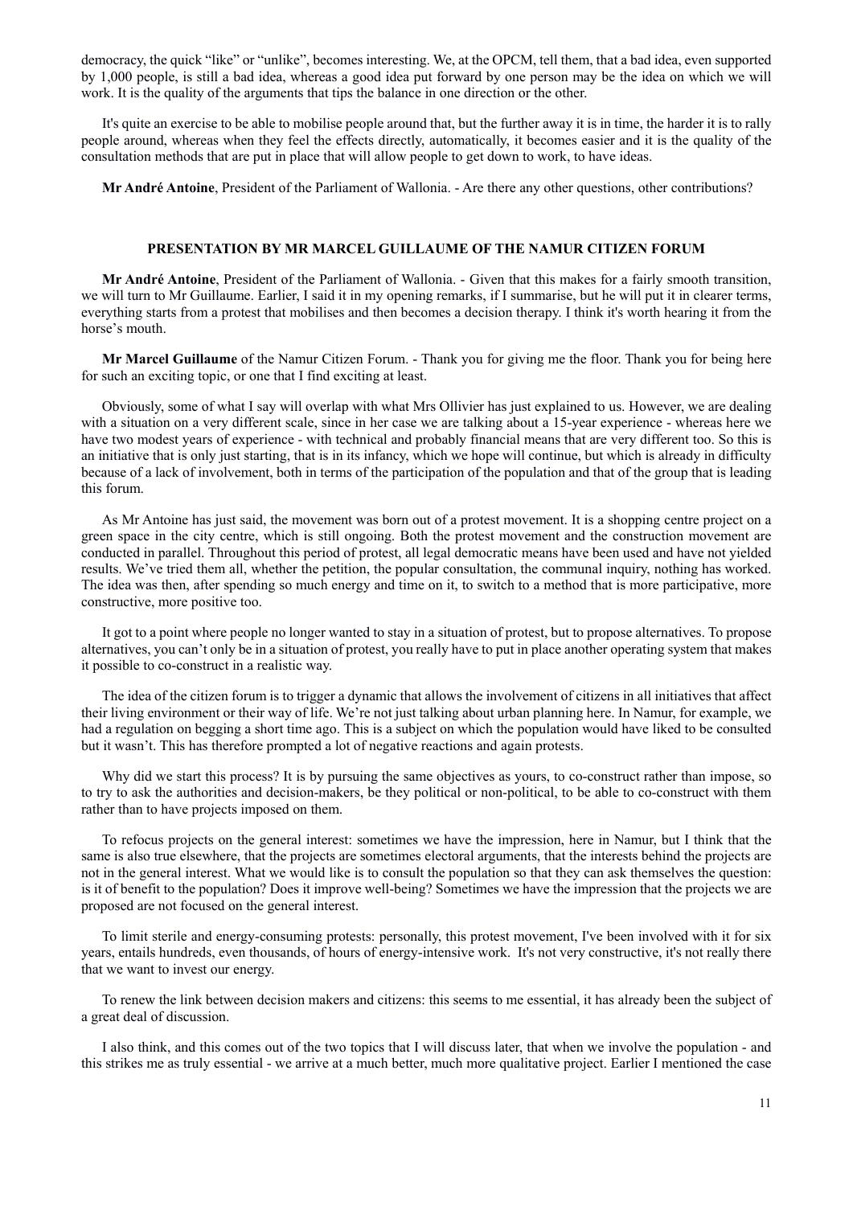democracy, the quick “like” or “unlike”, becomes interesting. We, at the OPCM, tell them, that a bad idea, even supported by 1,000 people, is still a bad idea, whereas a good idea put forward by one person may be the idea on which we will work. It is the quality of the arguments that tips the balance in one direction or the other.

It's quite an exercise to be able to mobilise people around that, but the further away it is in time, the harder it is to rally people around, whereas when they feel the effects directly, automatically, it becomes easier and it is the quality of the consultation methods that are put in place that will allow people to get down to work, to have ideas.

**Mr André Antoine**, President of the Parliament of Wallonia. - Are there any other questions, other contributions?

## PRESENTATION BY MR MARCEL GUILLAUME OF THE NAMUR CITIZEN FORUM

**Mr André Antoine**, President of the Parliament of Wallonia. - Given that this makes for a fairly smooth transition, we will turn to Mr Guillaume. Earlier, I said it in my opening remarks, if I summarise, but he will put it in clearer terms, everything starts from a protest that mobilises and then becomes a decision therapy. I think it's worth hearing it from the horse's mouth.

**Mr Marcel Guillaume** of the Namur Citizen Forum. - Thank you for giving me the floor. Thank you for being here for such an exciting topic, or one that I find exciting at least.

Obviously, some of what I say will overlap with what Mrs Ollivier has just explained to us. However, we are dealing with a situation on a very different scale, since in her case we are talking about a 15-year experience - whereas here we have two modest years of experience - with technical and probably financial means that are very different too. So this is an initiative that is only just starting, that is in its infancy, which we hope will continue, but which is already in difficulty because of a lack of involvement, both in terms of the participation of the population and that of the group that is leading this forum.

As Mr Antoine has just said, the movement was born out of a protest movement. It is a shopping centre project on a green space in the city centre, which is still ongoing. Both the protest movement and the construction movement are conducted in parallel. Throughout this period of protest, all legal democratic means have been used and have not yielded results. We’ve tried them all, whether the petition, the popular consultation, the communal inquiry, nothing has worked. The idea was then, after spending so much energy and time on it, to switch to a method that is more participative, more constructive, more positive too.

It got to a point where people no longer wanted to stay in a situation of protest, but to propose alternatives. To propose alternatives, you can’t only be in a situation of protest, you really have to put in place another operating system that makes it possible to co-construct in a realistic way.

The idea of the citizen forum is to trigger a dynamic that allows the involvement of citizens in all initiatives that affect their living environment or their way of life. We’re not just talking about urban planning here. In Namur, for example, we had a regulation on begging a short time ago. This is a subject on which the population would have liked to be consulted but it wasn’t. This has therefore prompted a lot of negative reactions and again protests.

Why did we start this process? It is by pursuing the same objectives as yours, to co-construct rather than impose, so to try to ask the authorities and decision-makers, be they political or non-political, to be able to co-construct with them rather than to have projects imposed on them.

To refocus projects on the general interest: sometimes we have the impression, here in Namur, but I think that the same is also true elsewhere, that the projects are sometimes electoral arguments, that the interests behind the projects are not in the general interest. What we would like is to consult the population so that they can ask themselves the question: is it of benefit to the population? Does it improve well-being? Sometimes we have the impression that the projects we are proposed are not focused on the general interest.

To limit sterile and energy-consuming protests: personally, this protest movement, I've been involved with it for six years, entails hundreds, even thousands, of hours of energy-intensive work. It's not very constructive, it's not really there that we want to invest our energy.

To renew the link between decision makers and citizens: this seems to me essential, it has already been the subject of a great deal of discussion.

I also think, and this comes out of the two topics that I will discuss later, that when we involve the population - and this strikes me as truly essential - we arrive at a much better, much more qualitative project. Earlier I mentioned the case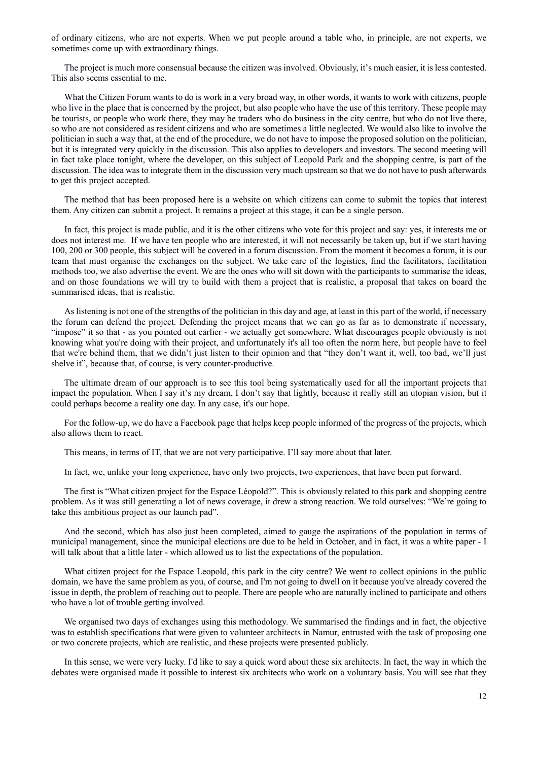of ordinary citizens, who are not experts. When we put people around a table who, in principle, are not experts, we sometimes come up with extraordinary things.

The project is much more consensual because the citizen was involved. Obviously, it's much easier, it is less contested. This also seems essential to me.

What the Citizen Forum wants to do is work in a very broad way, in other words, it wants to work with citizens, people who live in the place that is concerned by the project, but also people who have the use of this territory. These people may be tourists, or people who work there, they may be traders who do business in the city centre, but who do not live there, so who are not considered as resident citizens and who are sometimes a little neglected. We would also like to involve the politician in such a way that, at the end of the procedure, we do not have to impose the proposed solution on the politician, but it is integrated very quickly in the discussion. This also applies to developers and investors. The second meeting will in fact take place tonight, where the developer, on this subject of Leopold Park and the shopping centre, is part of the discussion. The idea was to integrate them in the discussion very much upstream so that we do not have to push afterwards to get this project accepted.

The method that has been proposed here is a website on which citizens can come to submit the topics that interest them. Any citizen can submit a project. It remains a project at this stage, it can be a single person.

In fact, this project is made public, and it is the other citizens who vote for this project and say: yes, it interests me or does not interest me. If we have ten people who are interested, it will not necessarily be taken up, but if we start having 100, 200 or 300 people, this subject will be covered in a forum discussion. From the moment it becomes a forum, it is our team that must organise the exchanges on the subject. We take care of the logistics, find the facilitators, facilitation methods too, we also advertise the event. We are the ones who will sit down with the participants to summarise the ideas, and on those foundations we will try to build with them a project that is realistic, a proposal that takes on board the summarised ideas, that is realistic.

As listening is not one of the strengths of the politician in this day and age, at least in this part of the world, if necessary the forum can defend the project. Defending the project means that we can go as far as to demonstrate if necessary, "impose" it so that - as you pointed out earlier - we actually get somewhere. What discourages people obviously is not knowing what you're doing with their project, and unfortunately it's all too often the norm here, but people have to feel that we're behind them, that we didn't just listen to their opinion and that "they don't want it, well, too bad, we'll just shelve it", because that, of course, is very counter-productive.

The ultimate dream of our approach is to see this tool being systematically used for all the important projects that impact the population. When I say it's my dream, I don't say that lightly, because it really still an utopian vision, but it could perhaps become a reality one day. In any case, it's our hope.

For the follow-up, we do have a Facebook page that helps keep people informed of the progress of the projects, which also allows them to react.

This means, in terms of IT, that we are not very participative. I'll say more about that later.

In fact, we, unlike your long experience, have only two projects, two experiences, that have been put forward.

The first is "What citizen project for the Espace Léopold?". This is obviously related to this park and shopping centre problem. As it was still generating a lot of news coverage, it drew a strong reaction. We told ourselves: "We're going to take this ambitious project as our launch pad".

And the second, which has also just been completed, aimed to gauge the aspirations of the population in terms of municipal management, since the municipal elections are due to be held in October, and in fact, it was a white paper - I will talk about that a little later - which allowed us to list the expectations of the population.

What citizen project for the Espace Leopold, this park in the city centre? We went to collect opinions in the public domain, we have the same problem as you, of course, and I'm not going to dwell on it because you've already covered the issue in depth, the problem of reaching out to people. There are people who are naturally inclined to participate and others who have a lot of trouble getting involved.

We organised two days of exchanges using this methodology. We summarised the findings and in fact, the objective was to establish specifications that were given to volunteer architects in Namur, entrusted with the task of proposing one or two concrete projects, which are realistic, and these projects were presented publicly.

In this sense, we were very lucky. I'd like to say a quick word about these six architects. In fact, the way in which the debates were organised made it possible to interest six architects who work on a voluntary basis. You will see that they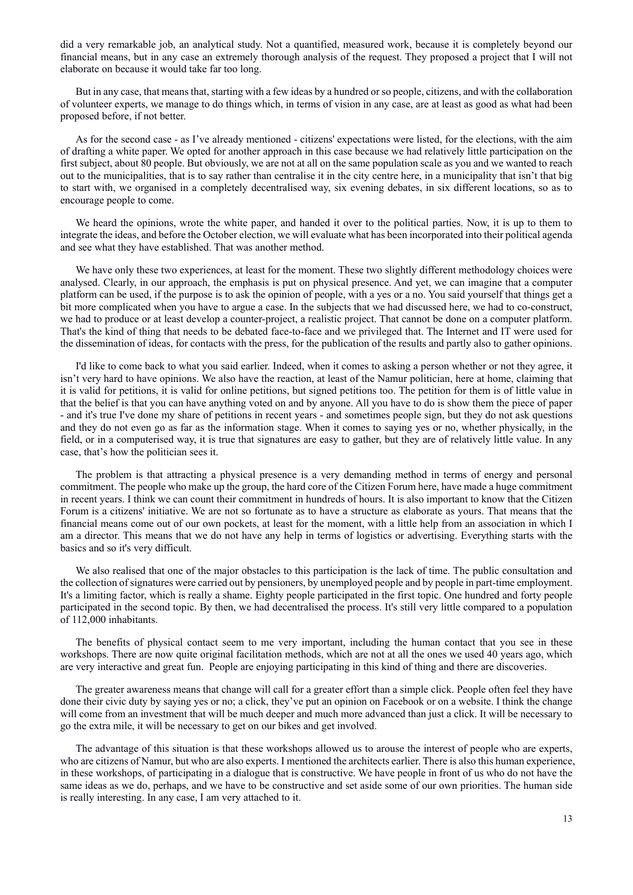did a very remarkable job, an analytical study. Not a quantified, measured work, because it is completely beyond our financial means, but in any case an extremely thorough analysis of the request. They proposed a project that I will not elaborate on because it would take far too long.

But in any case, that means that, starting with a few ideas by a hundred or so people, citizens, and with the collaboration of volunteer experts, we manage to do things which, in terms of vision in any case, are at least as good as what had been proposed before, if not better.

As for the second case - as I've already mentioned - citizens' expectations were listed, for the elections, with the aim of drafting a white paper. We opted for another approach in this case because we had relatively little participation on the first subject, about 80 people. But obviously, we are not at all on the same population scale as you and we wanted to reach out to the municipalities, that is to say rather than centralise it in the city centre here, in a municipality that isn't that big to start with, we organised in a completely decentralised way, six evening debates, in six different locations, so as to encourage people to come.

We heard the opinions, wrote the white paper, and handed it over to the political parties. Now, it is up to them to integrate the ideas, and before the October election, we will evaluate what has been incorporated into their political agenda and see what they have established. That was another method.

We have only these two experiences, at least for the moment. These two slightly different methodology choices were analysed. Clearly, in our approach, the emphasis is put on physical presence. And yet, we can imagine that a computer platform can be used, if the purpose is to ask the opinion of people, with a yes or a no. You said yourself that things get a bit more complicated when you have to argue a case. In the subjects that we had discussed here, we had to co-construct, we had to produce or at least develop a counter-project, a realistic project. That cannot be done on a computer platform. That's the kind of thing that needs to be debated face-to-face and we privileged that. The Internet and IT were used for the dissemination of ideas, for contacts with the press, for the publication of the results and partly also to gather opinions.

I'd like to come back to what you said earlier. Indeed, when it comes to asking a person whether or not they agree, it isn't very hard to have opinions. We also have the reaction, at least of the Namur politician, here at home, claiming that it is valid for petitions, it is valid for online petitions, but signed petitions too. The petition for them is of little value in that the belief is that you can have anything voted on and by anyone. All you have to do is show them the piece of paper - and it's true I've done my share of petitions in recent years - and sometimes people sign, but they do not ask questions and they do not even go as far as the information stage. When it comes to saying yes or no, whether physically, in the field, or in a computerised way, it is true that signatures are easy to gather, but they are of relatively little value. In any case, that's how the politician sees it.

The problem is that attracting a physical presence is a very demanding method in terms of energy and personal commitment. The people who make up the group, the hard core of the Citizen Forum here, have made a huge commitment in recent years. I think we can count their commitment in hundreds of hours. It is also important to know that the Citizen Forum is a citizens' initiative. We are not so fortunate as to have a structure as elaborate as yours. That means that the financial means come out of our own pockets, at least for the moment, with a little help from an association in which I am a director. This means that we do not have any help in terms of logistics or advertising. Everything starts with the basics and so it's very difficult.

We also realised that one of the major obstacles to this participation is the lack of time. The public consultation and the collection of signatures were carried out by pensioners, by unemployed people and by people in part-time employment. It's a limiting factor, which is really a shame. Eighty people participated in the first topic. One hundred and forty people participated in the second topic. By then, we had decentralised the process. It's still very little compared to a population of 112,000 inhabitants.

The benefits of physical contact seem to me very important, including the human contact that you see in these workshops. There are now quite original facilitation methods, which are not at all the ones we used 40 years ago, which are very interactive and great fun. People are enjoying participating in this kind of thing and there are discoveries.

The greater awareness means that change will call for a greater effort than a simple click. People often feel they have done their civic duty by saying yes or no; a click, they've put an opinion on Facebook or on a website. I think the change will come from an investment that will be much deeper and much more advanced than just a click. It will be necessary to go the extra mile, it will be necessary to get on our bikes and get involved.

The advantage of this situation is that these workshops allowed us to arouse the interest of people who are experts, who are citizens of Namur, but who are also experts. I mentioned the architects earlier. There is also this human experience, in these workshops, of participating in a dialogue that is constructive. We have people in front of us who do not have the same ideas as we do, perhaps, and we have to be constructive and set aside some of our own priorities. The human side is really interesting. In any case, I am very attached to it.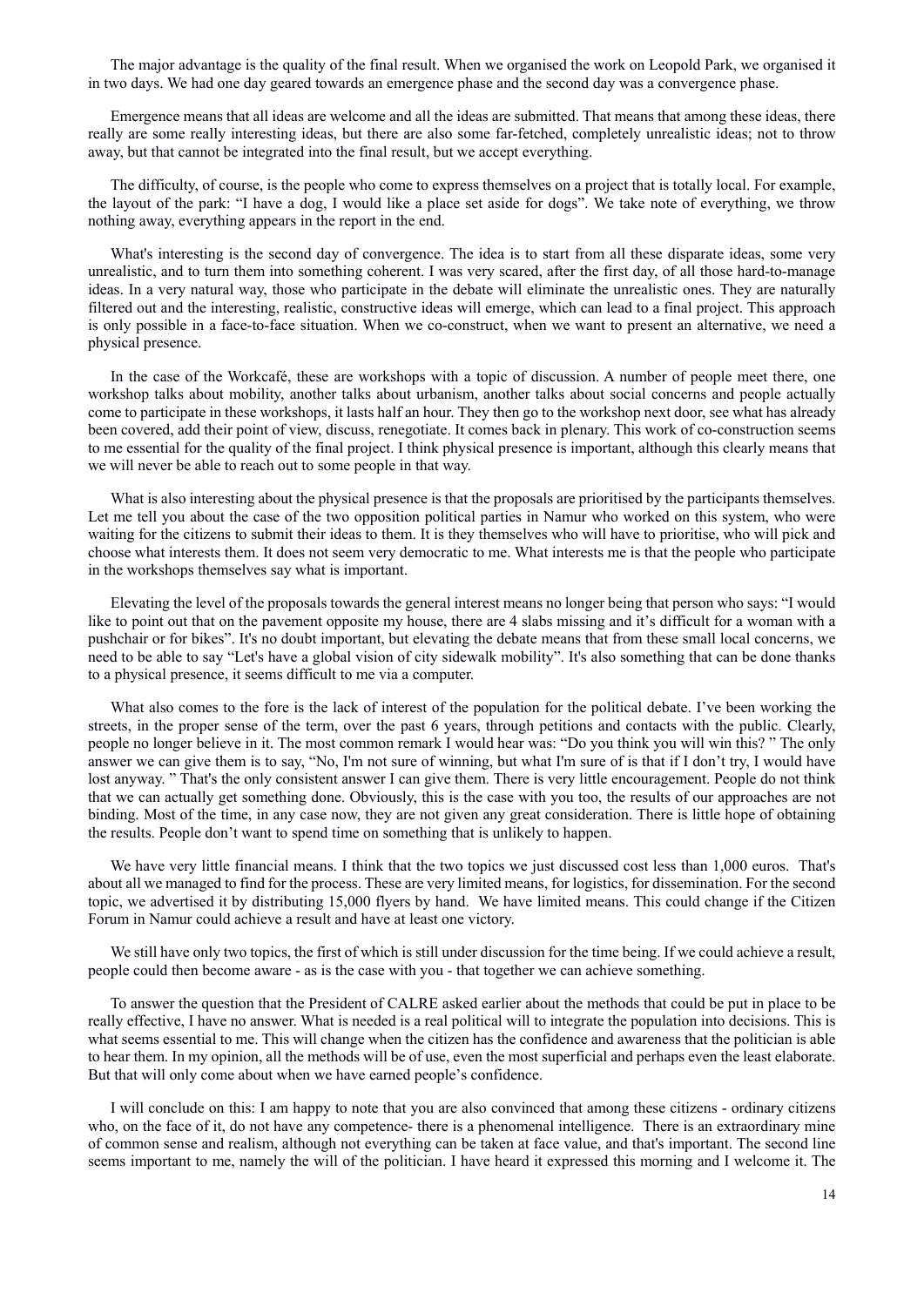The major advantage is the quality of the final result. When we organised the work on Leopold Park, we organised it in two days. We had one day geared towards an emergence phase and the second day was a convergence phase.

Emergence means that all ideas are welcome and all the ideas are submitted. That means that among these ideas, there really are some really interesting ideas, but there are also some far-fetched, completely unrealistic ideas; not to throw away, but that cannot be integrated into the final result, but we accept everything.

The difficulty, of course, is the people who come to express themselves on a project that is totally local. For example, the layout of the park: "I have a dog, I would like a place set aside for dogs". We take note of everything, we throw nothing away, everything appears in the report in the end.

What's interesting is the second day of convergence. The idea is to start from all these disparate ideas, some very unrealistic, and to turn them into something coherent. I was very scared, after the first day, of all those hard-to-manage ideas. In a very natural way, those who participate in the debate will eliminate the unrealistic ones. They are naturally filtered out and the interesting, realistic, constructive ideas will emerge, which can lead to a final project. This approach is only possible in a face-to-face situation. When we co-construct, when we want to present an alternative, we need a physical presence.

In the case of the Workcafé, these are workshops with a topic of discussion. A number of people meet there, one workshop talks about mobility, another talks about urbanism, another talks about social concerns and people actually come to participate in these workshops, it lasts half an hour. They then go to the workshop next door, see what has already been covered, add their point of view, discuss, renegotiate. It comes back in plenary. This work of co-construction seems to me essential for the quality of the final project. I think physical presence is important, although this clearly means that we will never be able to reach out to some people in that way.

What is also interesting about the physical presence is that the proposals are prioritised by the participants themselves. Let me tell you about the case of the two opposition political parties in Namur who worked on this system, who were waiting for the citizens to submit their ideas to them. It is they themselves who will have to prioritise, who will pick and choose what interests them. It does not seem very democratic to me. What interests me is that the people who participate in the workshops themselves say what is important.

Elevating the level of the proposals towards the general interest means no longer being that person who says: "I would like to point out that on the pavement opposite my house, there are 4 slabs missing and it's difficult for a woman with a pushchair or for bikes". It's no doubt important, but elevating the debate means that from these small local concerns, we need to be able to say "Let's have a global vision of city sidewalk mobility". It's also something that can be done thanks to a physical presence, it seems difficult to me via a computer.

What also comes to the fore is the lack of interest of the population for the political debate. I've been working the streets, in the proper sense of the term, over the past 6 years, through petitions and contacts with the public. Clearly, people no longer believe in it. The most common remark I would hear was: "Do you think you will win this? " The only answer we can give them is to say, "No, I'm not sure of winning, but what I'm sure of is that if I don't try, I would have lost anyway. " That's the only consistent answer I can give them. There is very little encouragement. People do not think that we can actually get something done. Obviously, this is the case with you too, the results of our approaches are not binding. Most of the time, in any case now, they are not given any great consideration. There is little hope of obtaining the results. People don't want to spend time on something that is unlikely to happen.

We have very little financial means. I think that the two topics we just discussed cost less than 1,000 euros. That's about all we managed to find for the process. These are very limited means, for logistics, for dissemination. For the second topic, we advertised it by distributing 15,000 flyers by hand. We have limited means. This could change if the Citizen Forum in Namur could achieve a result and have at least one victory.

We still have only two topics, the first of which is still under discussion for the time being. If we could achieve a result, people could then become aware - as is the case with you - that together we can achieve something.

To answer the question that the President of CALRE asked earlier about the methods that could be put in place to be really effective, I have no answer. What is needed is a real political will to integrate the population into decisions. This is what seems essential to me. This will change when the citizen has the confidence and awareness that the politician is able to hear them. In my opinion, all the methods will be of use, even the most superficial and perhaps even the least elaborate. But that will only come about when we have earned people's confidence.

I will conclude on this: I am happy to note that you are also convinced that among these citizens - ordinary citizens who, on the face of it, do not have any competence- there is a phenomenal intelligence. There is an extraordinary mine of common sense and realism, although not everything can be taken at face value, and that's important. The second line seems important to me, namely the will of the politician. I have heard it expressed this morning and I welcome it. The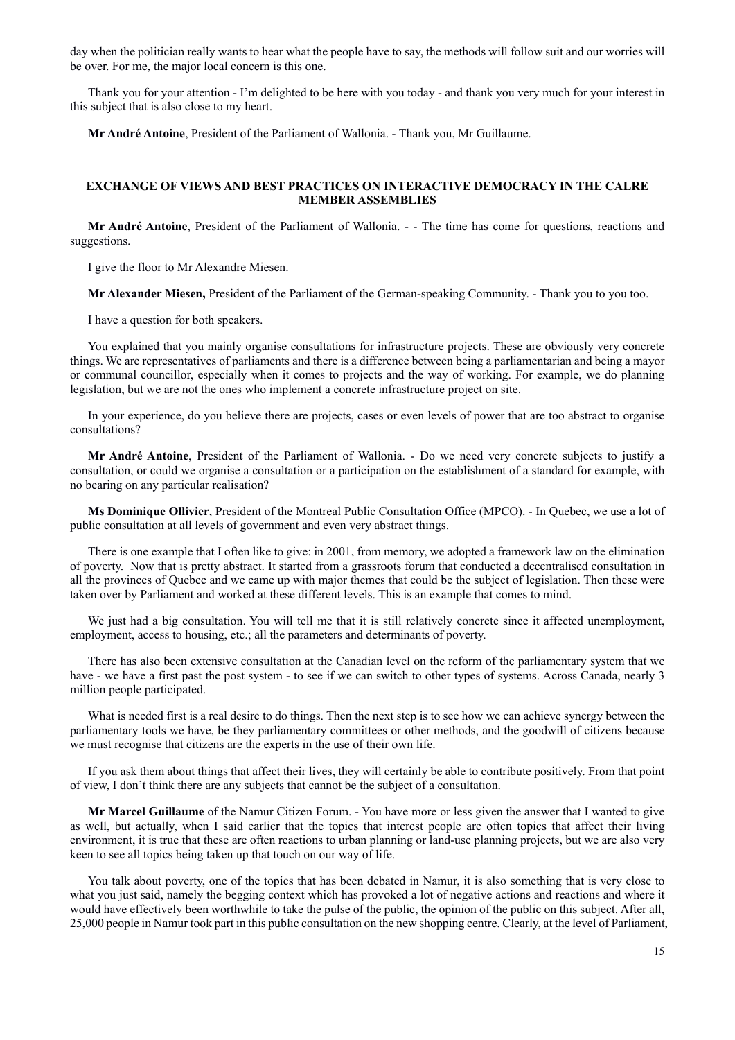day when the politician really wants to hear what the people have to say, the methods will follow suit and our worries will be over. For me, the major local concern is this one.

Thank you for your attention - I'm delighted to be here with you today - and thank you very much for your interest in this subject that is also close to my heart.

**Mr André Antoine**, President of the Parliament of Wallonia. - Thank you, Mr Guillaume.

## EXCHANGE OF VIEWS AND BEST PRACTICES ON INTERACTIVE DEMOCRACY IN THE CALRE MEMBER ASSEMBLIES

**Mr André Antoine**, President of the Parliament of Wallonia. - - The time has come for questions, reactions and suggestions.

I give the floor to Mr Alexandre Miesen.

**Mr Alexander Miesen,** President of the Parliament of the German-speaking Community. - Thank you to you too.

I have a question for both speakers.

You explained that you mainly organise consultations for infrastructure projects. These are obviously very concrete things. We are representatives of parliaments and there is a difference between being a parliamentarian and being a mayor or communal councillor, especially when it comes to projects and the way of working. For example, we do planning legislation, but we are not the ones who implement a concrete infrastructure project on site.

In your experience, do you believe there are projects, cases or even levels of power that are too abstract to organise consultations?

**Mr André Antoine**, President of the Parliament of Wallonia. - Do we need very concrete subjects to justify a consultation, or could we organise a consultation or a participation on the establishment of a standard for example, with no bearing on any particular realisation?

**Ms Dominique Ollivier**, President of the Montreal Public Consultation Office (MPCO). - In Quebec, we use a lot of public consultation at all levels of government and even very abstract things.

There is one example that I often like to give: in 2001, from memory, we adopted a framework law on the elimination of poverty. Now that is pretty abstract. It started from a grassroots forum that conducted a decentralised consultation in all the provinces of Quebec and we came up with major themes that could be the subject of legislation. Then these were taken over by Parliament and worked at these different levels. This is an example that comes to mind.

We just had a big consultation. You will tell me that it is still relatively concrete since it affected unemployment, employment, access to housing, etc.; all the parameters and determinants of poverty.

There has also been extensive consultation at the Canadian level on the reform of the parliamentary system that we have - we have a first past the post system - to see if we can switch to other types of systems. Across Canada, nearly 3 million people participated.

What is needed first is a real desire to do things. Then the next step is to see how we can achieve synergy between the parliamentary tools we have, be they parliamentary committees or other methods, and the goodwill of citizens because we must recognise that citizens are the experts in the use of their own life.

If you ask them about things that affect their lives, they will certainly be able to contribute positively. From that point of view, I don't think there are any subjects that cannot be the subject of a consultation.

**Mr Marcel Guillaume** of the Namur Citizen Forum. - You have more or less given the answer that I wanted to give as well, but actually, when I said earlier that the topics that interest people are often topics that affect their living environment, it is true that these are often reactions to urban planning or land-use planning projects, but we are also very keen to see all topics being taken up that touch on our way of life.

You talk about poverty, one of the topics that has been debated in Namur, it is also something that is very close to what you just said, namely the begging context which has provoked a lot of negative actions and reactions and where it would have effectively been worthwhile to take the pulse of the public, the opinion of the public on this subject. After all, 25,000 people in Namur took part in this public consultation on the new shopping centre. Clearly, at the level of Parliament,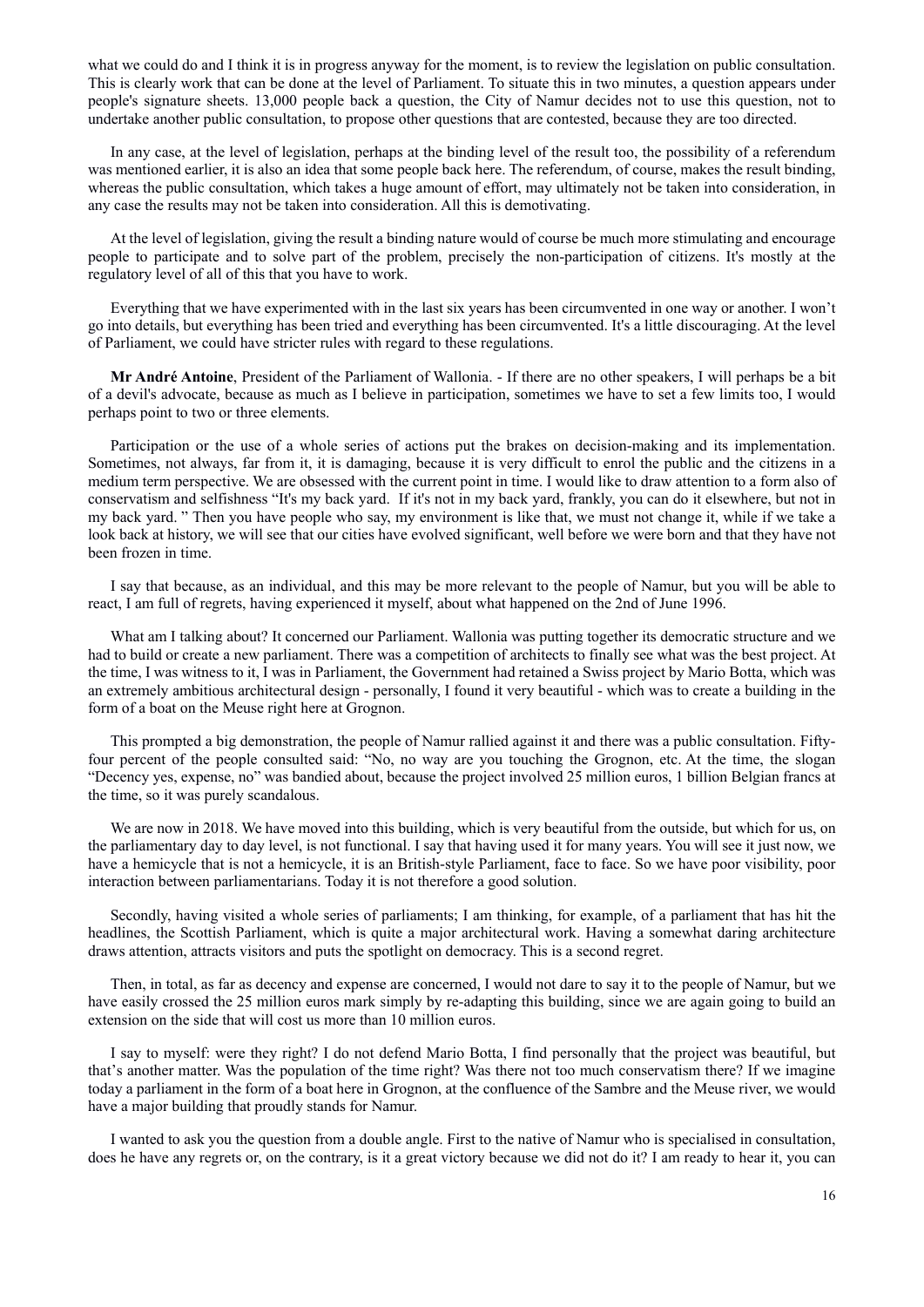what we could do and I think it is in progress anyway for the moment, is to review the legislation on public consultation. This is clearly work that can be done at the level of Parliament. To situate this in two minutes, a question appears under people's signature sheets. 13,000 people back a question, the City of Namur decides not to use this question, not to undertake another public consultation, to propose other questions that are contested, because they are too directed.

In any case, at the level of legislation, perhaps at the binding level of the result too, the possibility of a referendum was mentioned earlier, it is also an idea that some people back here. The referendum, of course, makes the result binding, whereas the public consultation, which takes a huge amount of effort, may ultimately not be taken into consideration, in any case the results may not be taken into consideration. All this is demotivating.

At the level of legislation, giving the result a binding nature would of course be much more stimulating and encourage people to participate and to solve part of the problem, precisely the non-participation of citizens. It's mostly at the regulatory level of all of this that you have to work.

Everything that we have experimented with in the last six years has been circumvented in one way or another. I won't go into details, but everything has been tried and everything has been circumvented. It's a little discouraging. At the level of Parliament, we could have stricter rules with regard to these regulations.

**Mr André Antoine**, President of the Parliament of Wallonia. - If there are no other speakers, I will perhaps be a bit of a devil's advocate, because as much as I believe in participation, sometimes we have to set a few limits too, I would perhaps point to two or three elements.

Participation or the use of a whole series of actions put the brakes on decision-making and its implementation. Sometimes, not always, far from it, it is damaging, because it is very difficult to enrol the public and the citizens in a medium term perspective. We are obsessed with the current point in time. I would like to draw attention to a form also of conservatism and selfishness "It's my back yard. If it's not in my back yard, frankly, you can do it elsewhere, but not in my back yard. " Then you have people who say, my environment is like that, we must not change it, while if we take a look back at history, we will see that our cities have evolved significant, well before we were born and that they have not been frozen in time.

I say that because, as an individual, and this may be more relevant to the people of Namur, but you will be able to react, I am full of regrets, having experienced it myself, about what happened on the 2nd of June 1996.

What am I talking about? It concerned our Parliament. Wallonia was putting together its democratic structure and we had to build or create a new parliament. There was a competition of architects to finally see what was the best project. At the time, I was witness to it, I was in Parliament, the Government had retained a Swiss project by Mario Botta, which was an extremely ambitious architectural design - personally, I found it very beautiful - which was to create a building in the form of a boat on the Meuse right here at Grognon.

This prompted a big demonstration, the people of Namur rallied against it and there was a public consultation. Fifty-four percent of the people consulted said: "No, no way are you touching the Grognon, etc. At the time, the slogan "Decency yes, expense, no" was bandied about, because the project involved 25 million euros, 1 billion Belgian francs at the time, so it was purely scandalous.

We are now in 2018. We have moved into this building, which is very beautiful from the outside, but which for us, on the parliamentary day to day level, is not functional. I say that having used it for many years. You will see it just now, we have a hemicycle that is not a hemicycle, it is an British-style Parliament, face to face. So we have poor visibility, poor interaction between parliamentarians. Today it is not therefore a good solution.

Secondly, having visited a whole series of parliaments; I am thinking, for example, of a parliament that has hit the headlines, the Scottish Parliament, which is quite a major architectural work. Having a somewhat daring architecture draws attention, attracts visitors and puts the spotlight on democracy. This is a second regret.

Then, in total, as far as decency and expense are concerned, I would not dare to say it to the people of Namur, but we have easily crossed the 25 million euros mark simply by re-adapting this building, since we are again going to build an extension on the side that will cost us more than 10 million euros.

I say to myself: were they right? I do not defend Mario Botta, I find personally that the project was beautiful, but that's another matter. Was the population of the time right? Was there not too much conservatism there? If we imagine today a parliament in the form of a boat here in Grognon, at the confluence of the Sambre and the Meuse river, we would have a major building that proudly stands for Namur.

I wanted to ask you the question from a double angle. First to the native of Namur who is specialised in consultation, does he have any regrets or, on the contrary, is it a great victory because we did not do it? I am ready to hear it, you can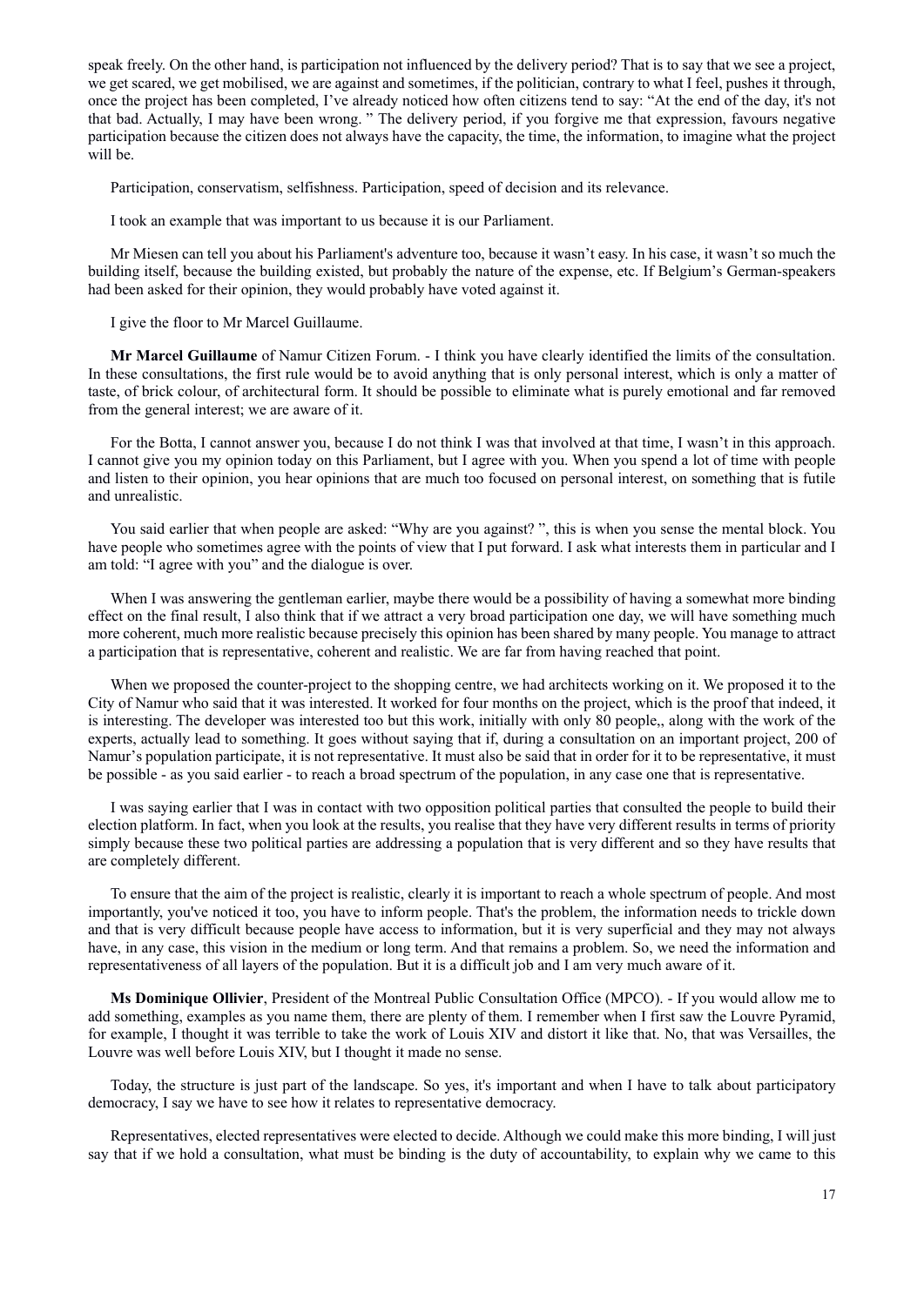speak freely. On the other hand, is participation not influenced by the delivery period? That is to say that we see a project, we get scared, we get mobilised, we are against and sometimes, if the politician, contrary to what I feel, pushes it through, once the project has been completed, I've already noticed how often citizens tend to say: "At the end of the day, it's not that bad. Actually, I may have been wrong. " The delivery period, if you forgive me that expression, favours negative participation because the citizen does not always have the capacity, the time, the information, to imagine what the project will be.

Participation, conservatism, selfishness. Participation, speed of decision and its relevance.

I took an example that was important to us because it is our Parliament.

Mr Miesen can tell you about his Parliament's adventure too, because it wasn't easy. In his case, it wasn't so much the building itself, because the building existed, but probably the nature of the expense, etc. If Belgium's German-speakers had been asked for their opinion, they would probably have voted against it.

I give the floor to Mr Marcel Guillaume.

**Mr Marcel Guillaume** of Namur Citizen Forum. - I think you have clearly identified the limits of the consultation. In these consultations, the first rule would be to avoid anything that is only personal interest, which is only a matter of taste, of brick colour, of architectural form. It should be possible to eliminate what is purely emotional and far removed from the general interest; we are aware of it.

For the Botta, I cannot answer you, because I do not think I was that involved at that time, I wasn't in this approach. I cannot give you my opinion today on this Parliament, but I agree with you. When you spend a lot of time with people and listen to their opinion, you hear opinions that are much too focused on personal interest, on something that is futile and unrealistic.

You said earlier that when people are asked: "Why are you against? ", this is when you sense the mental block. You have people who sometimes agree with the points of view that I put forward. I ask what interests them in particular and I am told: "I agree with you" and the dialogue is over.

When I was answering the gentleman earlier, maybe there would be a possibility of having a somewhat more binding effect on the final result, I also think that if we attract a very broad participation one day, we will have something much more coherent, much more realistic because precisely this opinion has been shared by many people. You manage to attract a participation that is representative, coherent and realistic. We are far from having reached that point.

When we proposed the counter-project to the shopping centre, we had architects working on it. We proposed it to the City of Namur who said that it was interested. It worked for four months on the project, which is the proof that indeed, it is interesting. The developer was interested too but this work, initially with only 80 people,, along with the work of the experts, actually lead to something. It goes without saying that if, during a consultation on an important project, 200 of Namur's population participate, it is not representative. It must also be said that in order for it to be representative, it must be possible - as you said earlier - to reach a broad spectrum of the population, in any case one that is representative.

I was saying earlier that I was in contact with two opposition political parties that consulted the people to build their election platform. In fact, when you look at the results, you realise that they have very different results in terms of priority simply because these two political parties are addressing a population that is very different and so they have results that are completely different.

To ensure that the aim of the project is realistic, clearly it is important to reach a whole spectrum of people. And most importantly, you've noticed it too, you have to inform people. That's the problem, the information needs to trickle down and that is very difficult because people have access to information, but it is very superficial and they may not always have, in any case, this vision in the medium or long term. And that remains a problem. So, we need the information and representativeness of all layers of the population. But it is a difficult job and I am very much aware of it.

**Ms Dominique Ollivier**, President of the Montreal Public Consultation Office (MPCO). - If you would allow me to add something, examples as you name them, there are plenty of them. I remember when I first saw the Louvre Pyramid, for example, I thought it was terrible to take the work of Louis XIV and distort it like that. No, that was Versailles, the Louvre was well before Louis XIV, but I thought it made no sense.

Today, the structure is just part of the landscape. So yes, it's important and when I have to talk about participatory democracy, I say we have to see how it relates to representative democracy.

Representatives, elected representatives were elected to decide. Although we could make this more binding, I will just say that if we hold a consultation, what must be binding is the duty of accountability, to explain why we came to this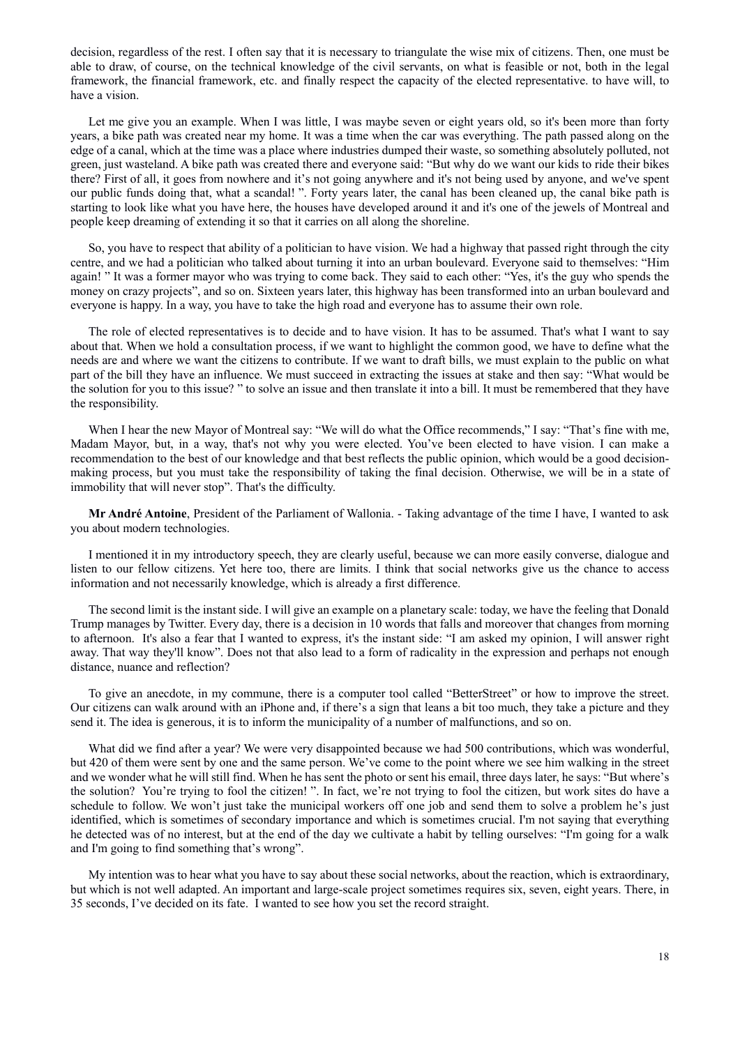decision, regardless of the rest. I often say that it is necessary to triangulate the wise mix of citizens. Then, one must be able to draw, of course, on the technical knowledge of the civil servants, on what is feasible or not, both in the legal framework, the financial framework, etc. and finally respect the capacity of the elected representative. to have will, to have a vision.

Let me give you an example. When I was little, I was maybe seven or eight years old, so it's been more than forty years, a bike path was created near my home. It was a time when the car was everything. The path passed along on the edge of a canal, which at the time was a place where industries dumped their waste, so something absolutely polluted, not green, just wasteland. A bike path was created there and everyone said: "But why do we want our kids to ride their bikes there? First of all, it goes from nowhere and it's not going anywhere and it's not being used by anyone, and we've spent our public funds doing that, what a scandal! ". Forty years later, the canal has been cleaned up, the canal bike path is starting to look like what you have here, the houses have developed around it and it's one of the jewels of Montreal and people keep dreaming of extending it so that it carries on all along the shoreline.

So, you have to respect that ability of a politician to have vision. We had a highway that passed right through the city centre, and we had a politician who talked about turning it into an urban boulevard. Everyone said to themselves: "Him again! " It was a former mayor who was trying to come back. They said to each other: "Yes, it's the guy who spends the money on crazy projects", and so on. Sixteen years later, this highway has been transformed into an urban boulevard and everyone is happy. In a way, you have to take the high road and everyone has to assume their own role.

The role of elected representatives is to decide and to have vision. It has to be assumed. That's what I want to say about that. When we hold a consultation process, if we want to highlight the common good, we have to define what the needs are and where we want the citizens to contribute. If we want to draft bills, we must explain to the public on what part of the bill they have an influence. We must succeed in extracting the issues at stake and then say: "What would be the solution for you to this issue? " to solve an issue and then translate it into a bill. It must be remembered that they have the responsibility.

When I hear the new Mayor of Montreal say: "We will do what the Office recommends," I say: "That's fine with me, Madam Mayor, but, in a way, that's not why you were elected. You've been elected to have vision. I can make a recommendation to the best of our knowledge and that best reflects the public opinion, which would be a good decision-making process, but you must take the responsibility of taking the final decision. Otherwise, we will be in a state of immobility that will never stop". That's the difficulty.

**Mr André Antoine**, President of the Parliament of Wallonia. - Taking advantage of the time I have, I wanted to ask you about modern technologies.

I mentioned it in my introductory speech, they are clearly useful, because we can more easily converse, dialogue and listen to our fellow citizens. Yet here too, there are limits. I think that social networks give us the chance to access information and not necessarily knowledge, which is already a first difference.

The second limit is the instant side. I will give an example on a planetary scale: today, we have the feeling that Donald Trump manages by Twitter. Every day, there is a decision in 10 words that falls and moreover that changes from morning to afternoon. It's also a fear that I wanted to express, it's the instant side: "I am asked my opinion, I will answer right away. That way they'll know". Does not that also lead to a form of radicality in the expression and perhaps not enough distance, nuance and reflection?

To give an anecdote, in my commune, there is a computer tool called "BetterStreet" or how to improve the street. Our citizens can walk around with an iPhone and, if there's a sign that leans a bit too much, they take a picture and they send it. The idea is generous, it is to inform the municipality of a number of malfunctions, and so on.

What did we find after a year? We were very disappointed because we had 500 contributions, which was wonderful, but 420 of them were sent by one and the same person. We've come to the point where we see him walking in the street and we wonder what he will still find. When he has sent the photo or sent his email, three days later, he says: "But where's the solution? You're trying to fool the citizen! ". In fact, we're not trying to fool the citizen, but work sites do have a schedule to follow. We won't just take the municipal workers off one job and send them to solve a problem he's just identified, which is sometimes of secondary importance and which is sometimes crucial. I'm not saying that everything he detected was of no interest, but at the end of the day we cultivate a habit by telling ourselves: "I'm going for a walk and I'm going to find something that's wrong".

My intention was to hear what you have to say about these social networks, about the reaction, which is extraordinary, but which is not well adapted. An important and large-scale project sometimes requires six, seven, eight years. There, in 35 seconds, I've decided on its fate. I wanted to see how you set the record straight.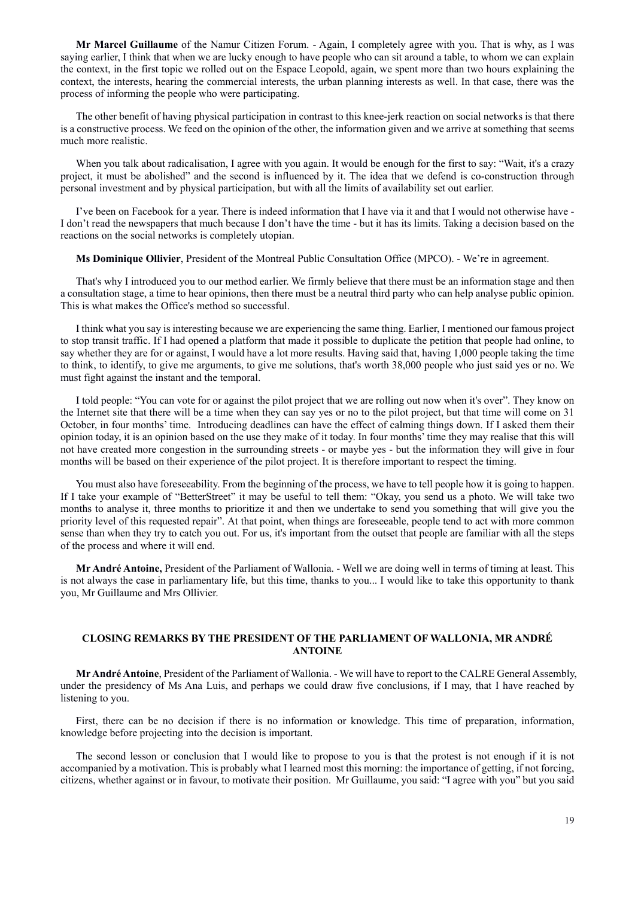**Mr Marcel Guillaume** of the Namur Citizen Forum. - Again, I completely agree with you. That is why, as I was saying earlier, I think that when we are lucky enough to have people who can sit around a table, to whom we can explain the context, in the first topic we rolled out on the Espace Leopold, again, we spent more than two hours explaining the context, the interests, hearing the commercial interests, the urban planning interests as well. In that case, there was the process of informing the people who were participating.

The other benefit of having physical participation in contrast to this knee-jerk reaction on social networks is that there is a constructive process. We feed on the opinion of the other, the information given and we arrive at something that seems much more realistic.

When you talk about radicalisation, I agree with you again. It would be enough for the first to say: "Wait, it's a crazy project, it must be abolished" and the second is influenced by it. The idea that we defend is co-construction through personal investment and by physical participation, but with all the limits of availability set out earlier.

I've been on Facebook for a year. There is indeed information that I have via it and that I would not otherwise have - I don't read the newspapers that much because I don't have the time - but it has its limits. Taking a decision based on the reactions on the social networks is completely utopian.

**Ms Dominique Ollivier**, President of the Montreal Public Consultation Office (MPCO). - We're in agreement.

That's why I introduced you to our method earlier. We firmly believe that there must be an information stage and then a consultation stage, a time to hear opinions, then there must be a neutral third party who can help analyse public opinion. This is what makes the Office's method so successful.

I think what you say is interesting because we are experiencing the same thing. Earlier, I mentioned our famous project to stop transit traffic. If I had opened a platform that made it possible to duplicate the petition that people had online, to say whether they are for or against, I would have a lot more results. Having said that, having 1,000 people taking the time to think, to identify, to give me arguments, to give me solutions, that's worth 38,000 people who just said yes or no. We must fight against the instant and the temporal.

I told people: "You can vote for or against the pilot project that we are rolling out now when it's over". They know on the Internet site that there will be a time when they can say yes or no to the pilot project, but that time will come on 31 October, in four months' time. Introducing deadlines can have the effect of calming things down. If I asked them their opinion today, it is an opinion based on the use they make of it today. In four months' time they may realise that this will not have created more congestion in the surrounding streets - or maybe yes - but the information they will give in four months will be based on their experience of the pilot project. It is therefore important to respect the timing.

You must also have foreseeability. From the beginning of the process, we have to tell people how it is going to happen. If I take your example of "BetterStreet" it may be useful to tell them: "Okay, you send us a photo. We will take two months to analyse it, three months to prioritize it and then we undertake to send you something that will give you the priority level of this requested repair". At that point, when things are foreseeable, people tend to act with more common sense than when they try to catch you out. For us, it's important from the outset that people are familiar with all the steps of the process and where it will end.

**Mr André Antoine,** President of the Parliament of Wallonia. - Well we are doing well in terms of timing at least. This is not always the case in parliamentary life, but this time, thanks to you... I would like to take this opportunity to thank you, Mr Guillaume and Mrs Ollivier.

## CLOSING REMARKS BY THE PRESIDENT OF THE PARLIAMENT OF WALLONIA, MR ANDRÉ ANTOINE

**Mr André Antoine**, President of the Parliament of Wallonia. - We will have to report to the CALRE General Assembly, under the presidency of Ms Ana Luis, and perhaps we could draw five conclusions, if I may, that I have reached by listening to you.

First, there can be no decision if there is no information or knowledge. This time of preparation, information, knowledge before projecting into the decision is important.

The second lesson or conclusion that I would like to propose to you is that the protest is not enough if it is not accompanied by a motivation. This is probably what I learned most this morning: the importance of getting, if not forcing, citizens, whether against or in favour, to motivate their position. Mr Guillaume, you said: "I agree with you" but you said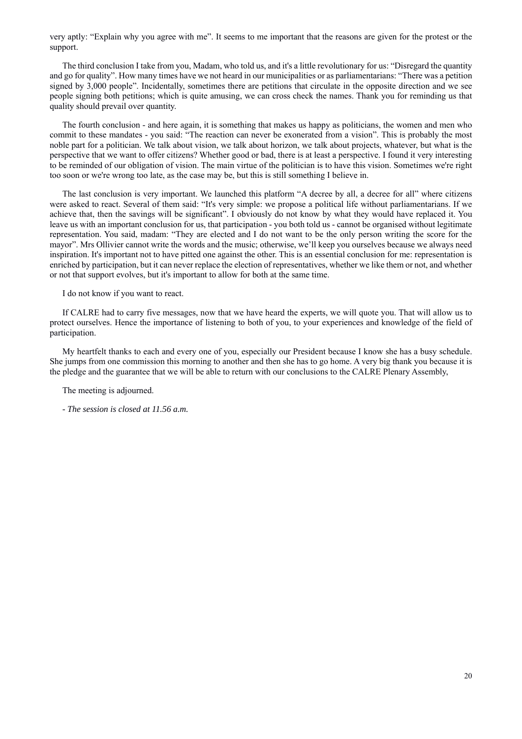very aptly: "Explain why you agree with me". It seems to me important that the reasons are given for the protest or the support.

The third conclusion I take from you, Madam, who told us, and it's a little revolutionary for us: "Disregard the quantity and go for quality". How many times have we not heard in our municipalities or as parliamentarians: "There was a petition signed by 3,000 people". Incidentally, sometimes there are petitions that circulate in the opposite direction and we see people signing both petitions; which is quite amusing, we can cross check the names. Thank you for reminding us that quality should prevail over quantity.

The fourth conclusion - and here again, it is something that makes us happy as politicians, the women and men who commit to these mandates - you said: "The reaction can never be exonerated from a vision". This is probably the most noble part for a politician. We talk about vision, we talk about horizon, we talk about projects, whatever, but what is the perspective that we want to offer citizens? Whether good or bad, there is at least a perspective. I found it very interesting to be reminded of our obligation of vision. The main virtue of the politician is to have this vision. Sometimes we're right too soon or we're wrong too late, as the case may be, but this is still something I believe in.

The last conclusion is very important. We launched this platform "A decree by all, a decree for all" where citizens were asked to react. Several of them said: "It's very simple: we propose a political life without parliamentarians. If we achieve that, then the savings will be significant". I obviously do not know by what they would have replaced it. You leave us with an important conclusion for us, that participation - you both told us - cannot be organised without legitimate representation. You said, madam: "They are elected and I do not want to be the only person writing the score for the mayor". Mrs Ollivier cannot write the words and the music; otherwise, we'll keep you ourselves because we always need inspiration. It's important not to have pitted one against the other. This is an essential conclusion for me: representation is enriched by participation, but it can never replace the election of representatives, whether we like them or not, and whether or not that support evolves, but it's important to allow for both at the same time.

I do not know if you want to react.

If CALRE had to carry five messages, now that we have heard the experts, we will quote you. That will allow us to protect ourselves. Hence the importance of listening to both of you, to your experiences and knowledge of the field of participation.

My heartfelt thanks to each and every one of you, especially our President because I know she has a busy schedule. She jumps from one commission this morning to another and then she has to go home. A very big thank you because it is the pledge and the guarantee that we will be able to return with our conclusions to the CALRE Plenary Assembly,

The meeting is adjourned.

- *The session is closed at 11.56 a.m.*